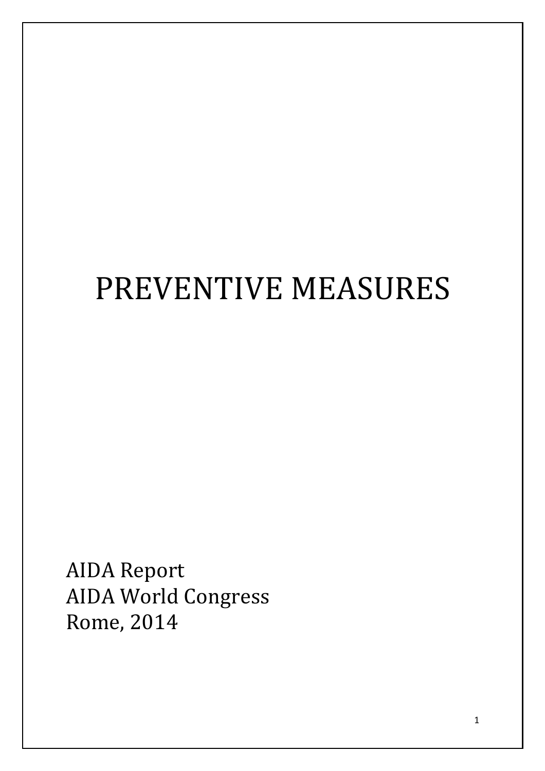# PREVENTIVE MEASURES

AIDA Report
AIDA World Congress
Rome, 2014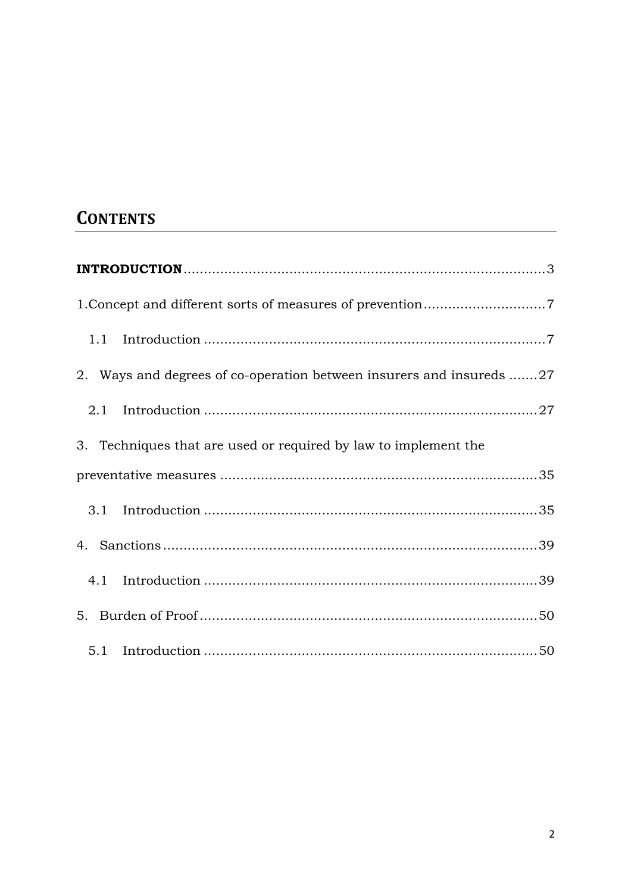# CONTENTS

**INTRODUCTION** ........................................................................................ 3

1.Concept and different sorts of measures of prevention ............................ 7

1.1 Introduction .................................................................................... 7

2. Ways and degrees of co-operation between insurers and insureds ....... 27

2.1 Introduction .................................................................................. 27

3. Techniques that are used or required by law to implement the preventative measures ............................................................................. 35

3.1 Introduction .................................................................................. 35

4. Sanctions ........................................................................................... 39

4.1 Introduction .................................................................................. 39

5. Burden of Proof .................................................................................. 50

5.1 Introduction .................................................................................. 50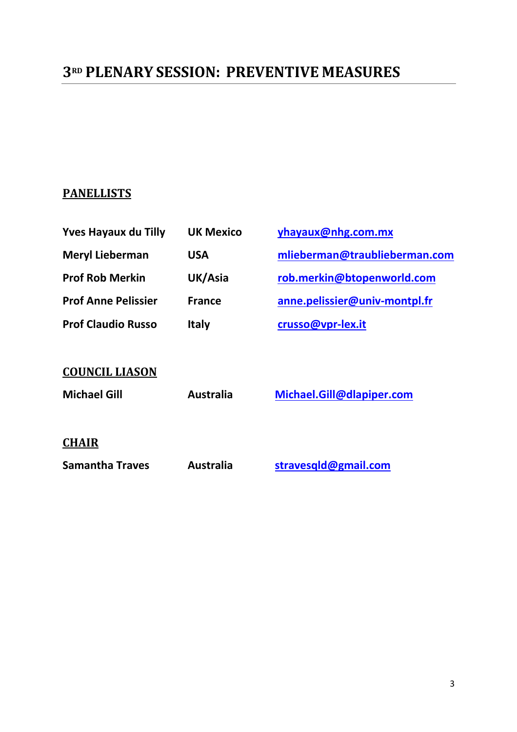# 3[RD] PLENARY SESSION: PREVENTIVE MEASURES

## PANELLISTS

| | | |
|---|---|---|
| **Yves Hayaux du Tilly** | **UK Mexico** | **yhayaux@nhg.com.mx** |
| **Meryl Lieberman** | **USA** | **mlieberman@traublieberman.com** |
| **Prof Rob Merkin** | **UK/Asia** | **rob.merkin@btopenworld.com** |
| **Prof Anne Pelissier** | **France** | **anne.pelissier@univ-montpl.fr** |
| **Prof Claudio Russo** | **Italy** | **crusso@vpr-lex.it** |

## COUNCIL LIASON

| | | |
|---|---|---|
| **Michael Gill** | **Australia** | **Michael.Gill@dlapiper.com** |

## CHAIR

| | | |
|---|---|---|
| **Samantha Traves** | **Australia** | **stravesqld@gmail.com** |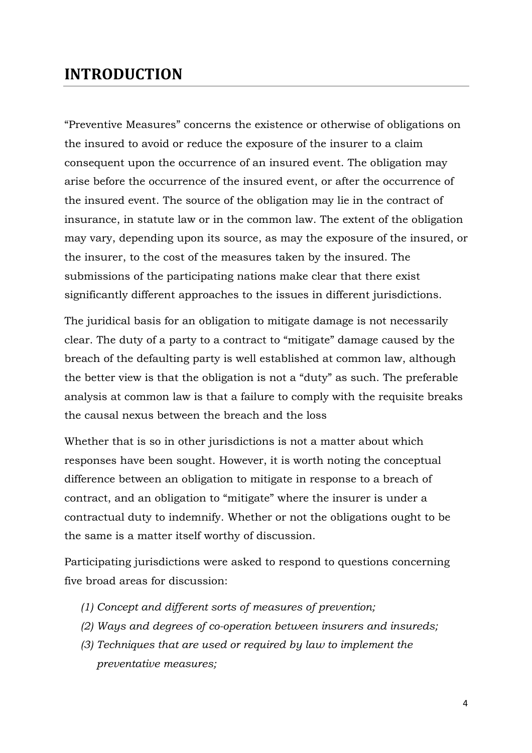# INTRODUCTION

"Preventive Measures" concerns the existence or otherwise of obligations on the insured to avoid or reduce the exposure of the insurer to a claim consequent upon the occurrence of an insured event. The obligation may arise before the occurrence of the insured event, or after the occurrence of the insured event. The source of the obligation may lie in the contract of insurance, in statute law or in the common law. The extent of the obligation may vary, depending upon its source, as may the exposure of the insured, or the insurer, to the cost of the measures taken by the insured. The submissions of the participating nations make clear that there exist significantly different approaches to the issues in different jurisdictions.

The juridical basis for an obligation to mitigate damage is not necessarily clear. The duty of a party to a contract to "mitigate" damage caused by the breach of the defaulting party is well established at common law, although the better view is that the obligation is not a "duty" as such. The preferable analysis at common law is that a failure to comply with the requisite breaks the causal nexus between the breach and the loss

Whether that is so in other jurisdictions is not a matter about which responses have been sought. However, it is worth noting the conceptual difference between an obligation to mitigate in response to a breach of contract, and an obligation to "mitigate" where the insurer is under a contractual duty to indemnify. Whether or not the obligations ought to be the same is a matter itself worthy of discussion.

Participating jurisdictions were asked to respond to questions concerning five broad areas for discussion:

- *(1) Concept and different sorts of measures of prevention;*
- *(2) Ways and degrees of co-operation between insurers and insureds;*
- *(3) Techniques that are used or required by law to implement the preventative measures;*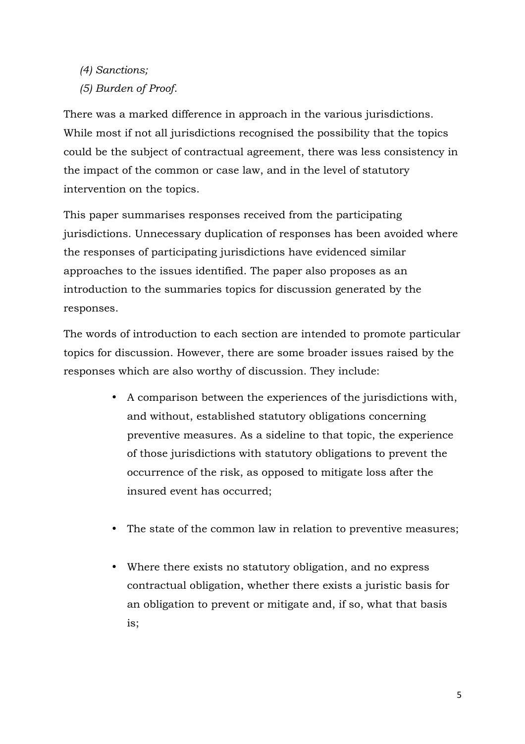*(4) Sanctions;*

*(5) Burden of Proof.*

There was a marked difference in approach in the various jurisdictions. While most if not all jurisdictions recognised the possibility that the topics could be the subject of contractual agreement, there was less consistency in the impact of the common or case law, and in the level of statutory intervention on the topics.

This paper summarises responses received from the participating jurisdictions. Unnecessary duplication of responses has been avoided where the responses of participating jurisdictions have evidenced similar approaches to the issues identified. The paper also proposes as an introduction to the summaries topics for discussion generated by the responses.

The words of introduction to each section are intended to promote particular topics for discussion. However, there are some broader issues raised by the responses which are also worthy of discussion. They include:

- A comparison between the experiences of the jurisdictions with, and without, established statutory obligations concerning preventive measures. As a sideline to that topic, the experience of those jurisdictions with statutory obligations to prevent the occurrence of the risk, as opposed to mitigate loss after the insured event has occurred;

- The state of the common law in relation to preventive measures;

- Where there exists no statutory obligation, and no express contractual obligation, whether there exists a juristic basis for an obligation to prevent or mitigate and, if so, what that basis is;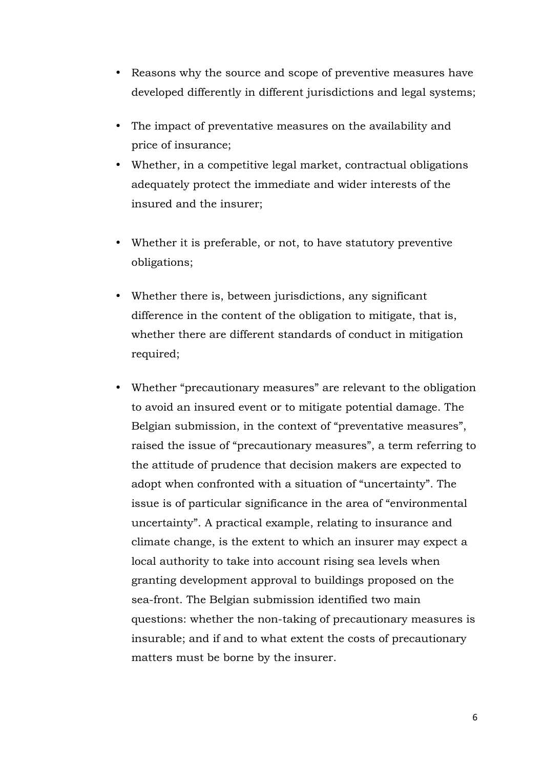- Reasons why the source and scope of preventive measures have developed differently in different jurisdictions and legal systems;
- The impact of preventative measures on the availability and price of insurance;
- Whether, in a competitive legal market, contractual obligations adequately protect the immediate and wider interests of the insured and the insurer;
- Whether it is preferable, or not, to have statutory preventive obligations;
- Whether there is, between jurisdictions, any significant difference in the content of the obligation to mitigate, that is, whether there are different standards of conduct in mitigation required;
- Whether "precautionary measures" are relevant to the obligation to avoid an insured event or to mitigate potential damage. The Belgian submission, in the context of "preventative measures", raised the issue of "precautionary measures", a term referring to the attitude of prudence that decision makers are expected to adopt when confronted with a situation of "uncertainty". The issue is of particular significance in the area of "environmental uncertainty". A practical example, relating to insurance and climate change, is the extent to which an insurer may expect a local authority to take into account rising sea levels when granting development approval to buildings proposed on the sea-front. The Belgian submission identified two main questions: whether the non-taking of precautionary measures is insurable; and if and to what extent the costs of precautionary matters must be borne by the insurer.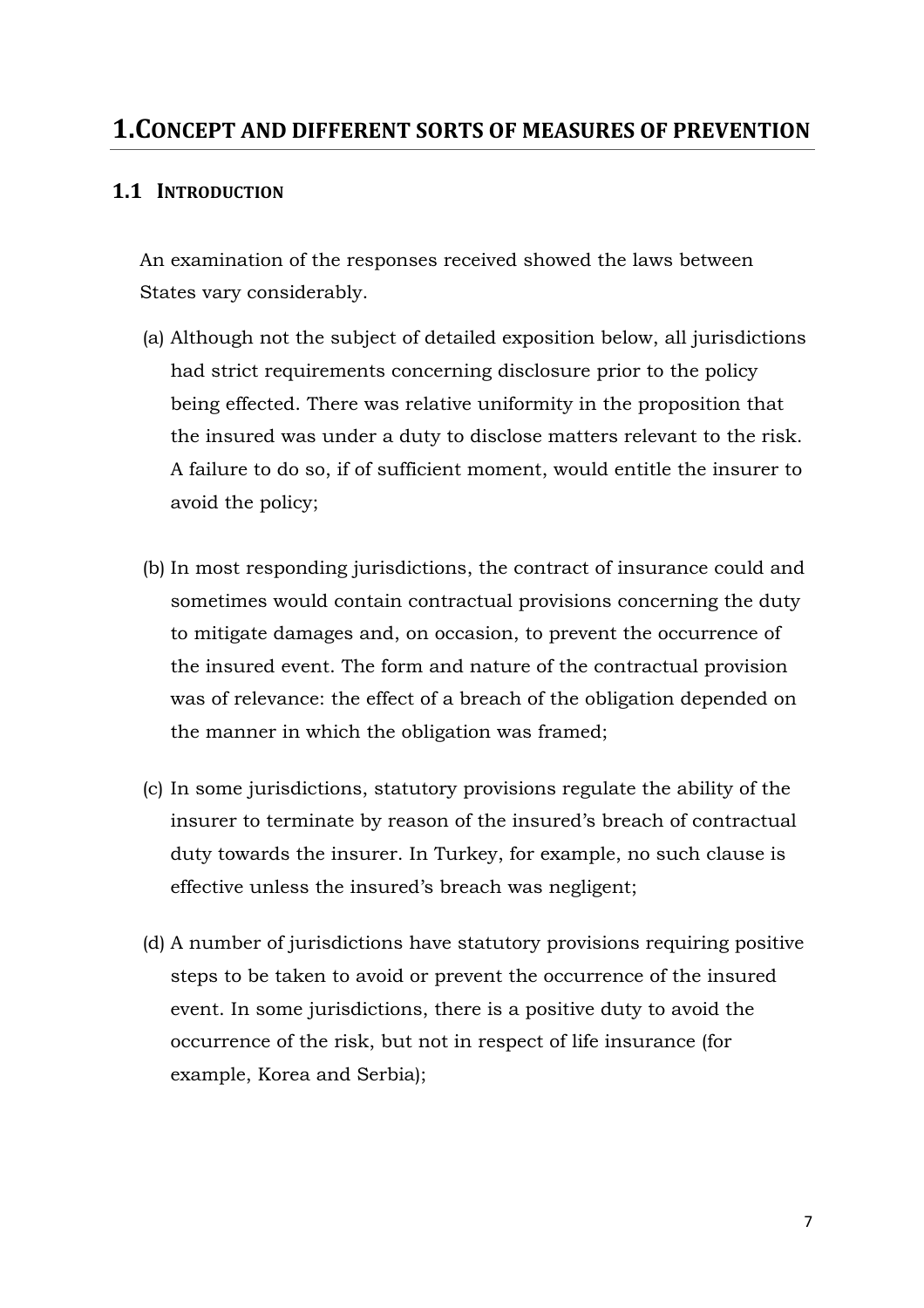# 1. CONCEPT AND DIFFERENT SORTS OF MEASURES OF PREVENTION

## 1.1 INTRODUCTION

An examination of the responses received showed the laws between States vary considerably.

(a) Although not the subject of detailed exposition below, all jurisdictions had strict requirements concerning disclosure prior to the policy being effected. There was relative uniformity in the proposition that the insured was under a duty to disclose matters relevant to the risk. A failure to do so, if of sufficient moment, would entitle the insurer to avoid the policy;

(b) In most responding jurisdictions, the contract of insurance could and sometimes would contain contractual provisions concerning the duty to mitigate damages and, on occasion, to prevent the occurrence of the insured event. The form and nature of the contractual provision was of relevance: the effect of a breach of the obligation depended on the manner in which the obligation was framed;

(c) In some jurisdictions, statutory provisions regulate the ability of the insurer to terminate by reason of the insured's breach of contractual duty towards the insurer. In Turkey, for example, no such clause is effective unless the insured's breach was negligent;

(d) A number of jurisdictions have statutory provisions requiring positive steps to be taken to avoid or prevent the occurrence of the insured event. In some jurisdictions, there is a positive duty to avoid the occurrence of the risk, but not in respect of life insurance (for example, Korea and Serbia);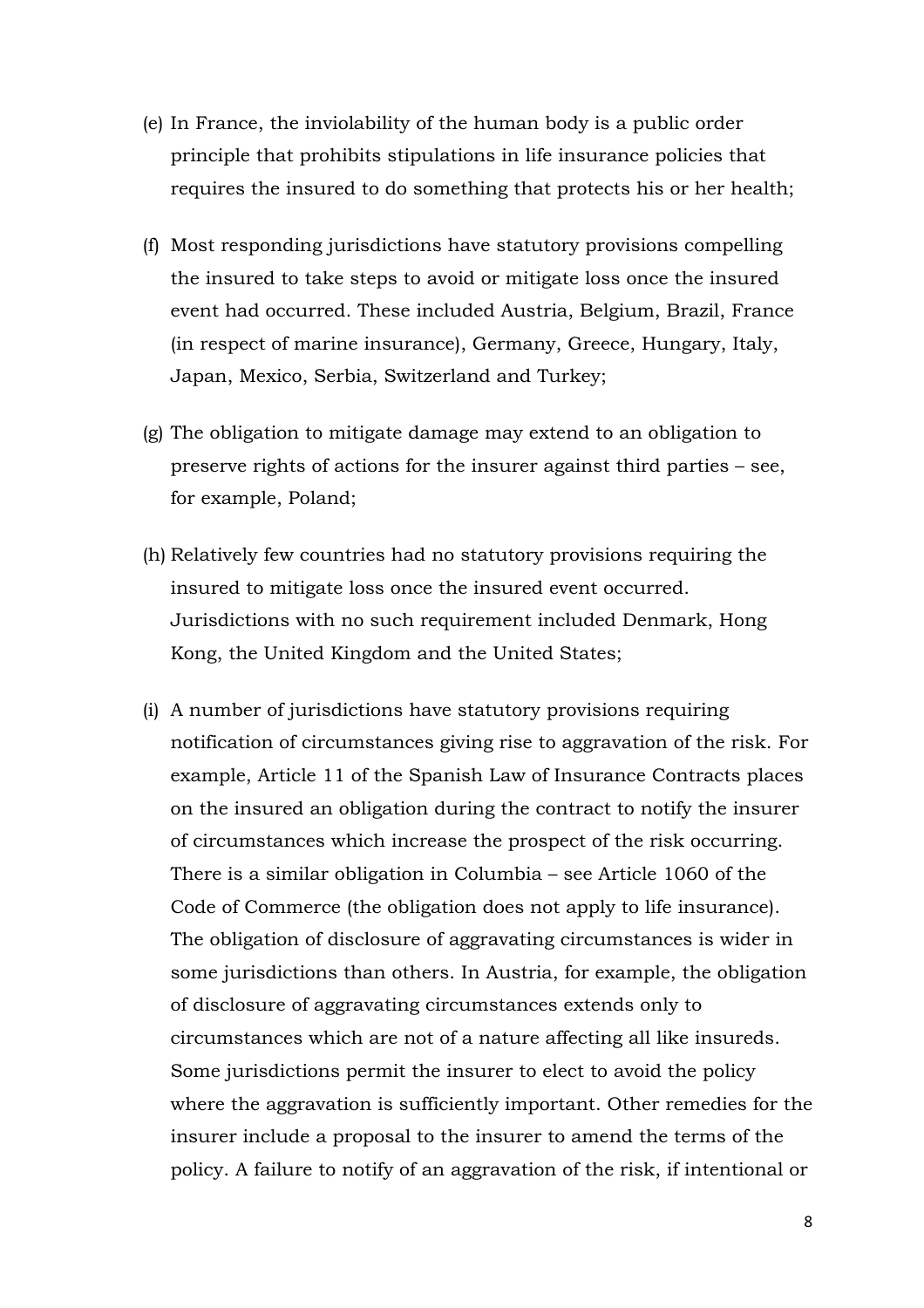(e) In France, the inviolability of the human body is a public order principle that prohibits stipulations in life insurance policies that requires the insured to do something that protects his or her health;

(f) Most responding jurisdictions have statutory provisions compelling the insured to take steps to avoid or mitigate loss once the insured event had occurred. These included Austria, Belgium, Brazil, France (in respect of marine insurance), Germany, Greece, Hungary, Italy, Japan, Mexico, Serbia, Switzerland and Turkey;

(g) The obligation to mitigate damage may extend to an obligation to preserve rights of actions for the insurer against third parties – see, for example, Poland;

(h) Relatively few countries had no statutory provisions requiring the insured to mitigate loss once the insured event occurred. Jurisdictions with no such requirement included Denmark, Hong Kong, the United Kingdom and the United States;

(i) A number of jurisdictions have statutory provisions requiring notification of circumstances giving rise to aggravation of the risk. For example, Article 11 of the Spanish Law of Insurance Contracts places on the insured an obligation during the contract to notify the insurer of circumstances which increase the prospect of the risk occurring. There is a similar obligation in Columbia – see Article 1060 of the Code of Commerce (the obligation does not apply to life insurance). The obligation of disclosure of aggravating circumstances is wider in some jurisdictions than others. In Austria, for example, the obligation of disclosure of aggravating circumstances extends only to circumstances which are not of a nature affecting all like insureds. Some jurisdictions permit the insurer to elect to avoid the policy where the aggravation is sufficiently important. Other remedies for the insurer include a proposal to the insurer to amend the terms of the policy. A failure to notify of an aggravation of the risk, if intentional or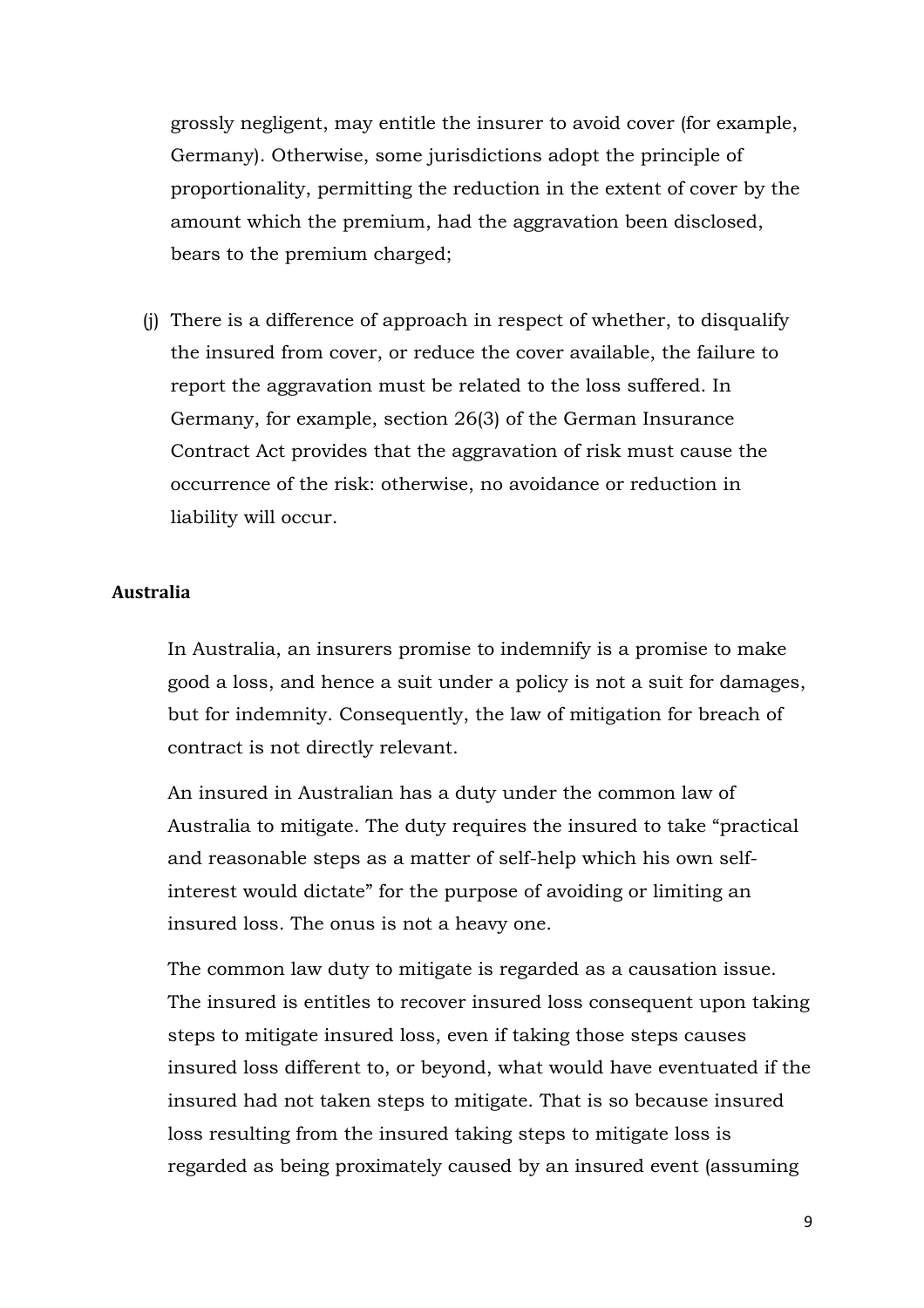grossly negligent, may entitle the insurer to avoid cover (for example, Germany). Otherwise, some jurisdictions adopt the principle of proportionality, permitting the reduction in the extent of cover by the amount which the premium, had the aggravation been disclosed, bears to the premium charged;

(j) There is a difference of approach in respect of whether, to disqualify the insured from cover, or reduce the cover available, the failure to report the aggravation must be related to the loss suffered. In Germany, for example, section 26(3) of the German Insurance Contract Act provides that the aggravation of risk must cause the occurrence of the risk: otherwise, no avoidance or reduction in liability will occur.

**Australia**

In Australia, an insurers promise to indemnify is a promise to make good a loss, and hence a suit under a policy is not a suit for damages, but for indemnity. Consequently, the law of mitigation for breach of contract is not directly relevant.

An insured in Australian has a duty under the common law of Australia to mitigate. The duty requires the insured to take "practical and reasonable steps as a matter of self-help which his own self-interest would dictate" for the purpose of avoiding or limiting an insured loss. The onus is not a heavy one.

The common law duty to mitigate is regarded as a causation issue. The insured is entitles to recover insured loss consequent upon taking steps to mitigate insured loss, even if taking those steps causes insured loss different to, or beyond, what would have eventuated if the insured had not taken steps to mitigate. That is so because insured loss resulting from the insured taking steps to mitigate loss is regarded as being proximately caused by an insured event (assuming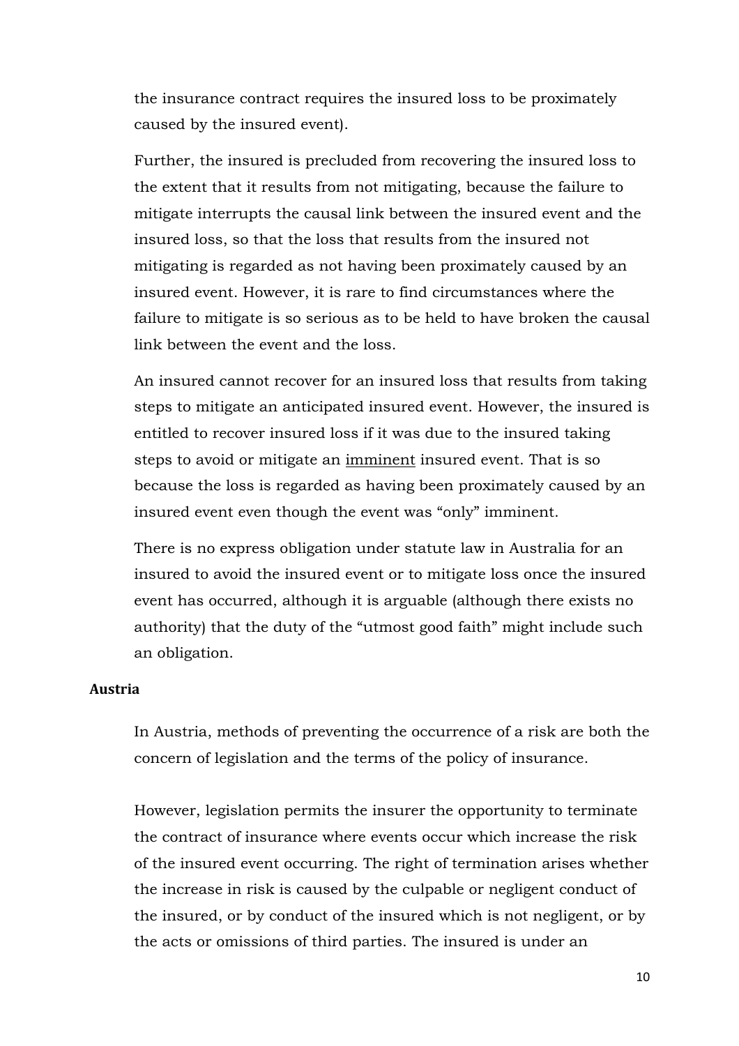the insurance contract requires the insured loss to be proximately caused by the insured event).

Further, the insured is precluded from recovering the insured loss to the extent that it results from not mitigating, because the failure to mitigate interrupts the causal link between the insured event and the insured loss, so that the loss that results from the insured not mitigating is regarded as not having been proximately caused by an insured event. However, it is rare to find circumstances where the failure to mitigate is so serious as to be held to have broken the causal link between the event and the loss.

An insured cannot recover for an insured loss that results from taking steps to mitigate an anticipated insured event. However, the insured is entitled to recover insured loss if it was due to the insured taking steps to avoid or mitigate an <u>imminent</u> insured event. That is so because the loss is regarded as having been proximately caused by an insured event even though the event was "only" imminent.

There is no express obligation under statute law in Australia for an insured to avoid the insured event or to mitigate loss once the insured event has occurred, although it is arguable (although there exists no authority) that the duty of the "utmost good faith" might include such an obligation.

**Austria**

In Austria, methods of preventing the occurrence of a risk are both the concern of legislation and the terms of the policy of insurance.

However, legislation permits the insurer the opportunity to terminate the contract of insurance where events occur which increase the risk of the insured event occurring. The right of termination arises whether the increase in risk is caused by the culpable or negligent conduct of the insured, or by conduct of the insured which is not negligent, or by the acts or omissions of third parties. The insured is under an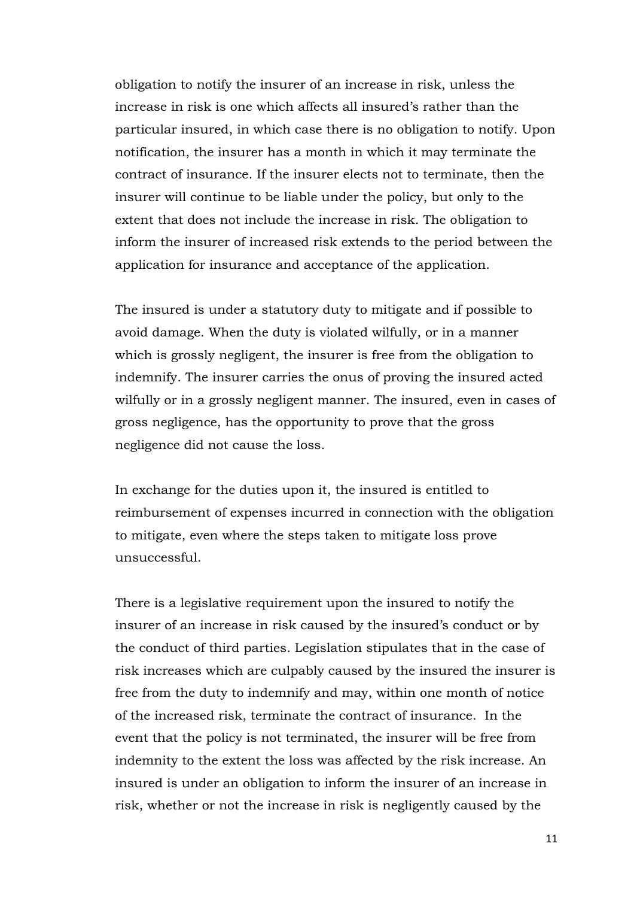obligation to notify the insurer of an increase in risk, unless the increase in risk is one which affects all insured's rather than the particular insured, in which case there is no obligation to notify. Upon notification, the insurer has a month in which it may terminate the contract of insurance. If the insurer elects not to terminate, then the insurer will continue to be liable under the policy, but only to the extent that does not include the increase in risk. The obligation to inform the insurer of increased risk extends to the period between the application for insurance and acceptance of the application.

The insured is under a statutory duty to mitigate and if possible to avoid damage. When the duty is violated wilfully, or in a manner which is grossly negligent, the insurer is free from the obligation to indemnify. The insurer carries the onus of proving the insured acted wilfully or in a grossly negligent manner. The insured, even in cases of gross negligence, has the opportunity to prove that the gross negligence did not cause the loss.

In exchange for the duties upon it, the insured is entitled to reimbursement of expenses incurred in connection with the obligation to mitigate, even where the steps taken to mitigate loss prove unsuccessful.

There is a legislative requirement upon the insured to notify the insurer of an increase in risk caused by the insured's conduct or by the conduct of third parties. Legislation stipulates that in the case of risk increases which are culpably caused by the insured the insurer is free from the duty to indemnify and may, within one month of notice of the increased risk, terminate the contract of insurance. In the event that the policy is not terminated, the insurer will be free from indemnity to the extent the loss was affected by the risk increase. An insured is under an obligation to inform the insurer of an increase in risk, whether or not the increase in risk is negligently caused by the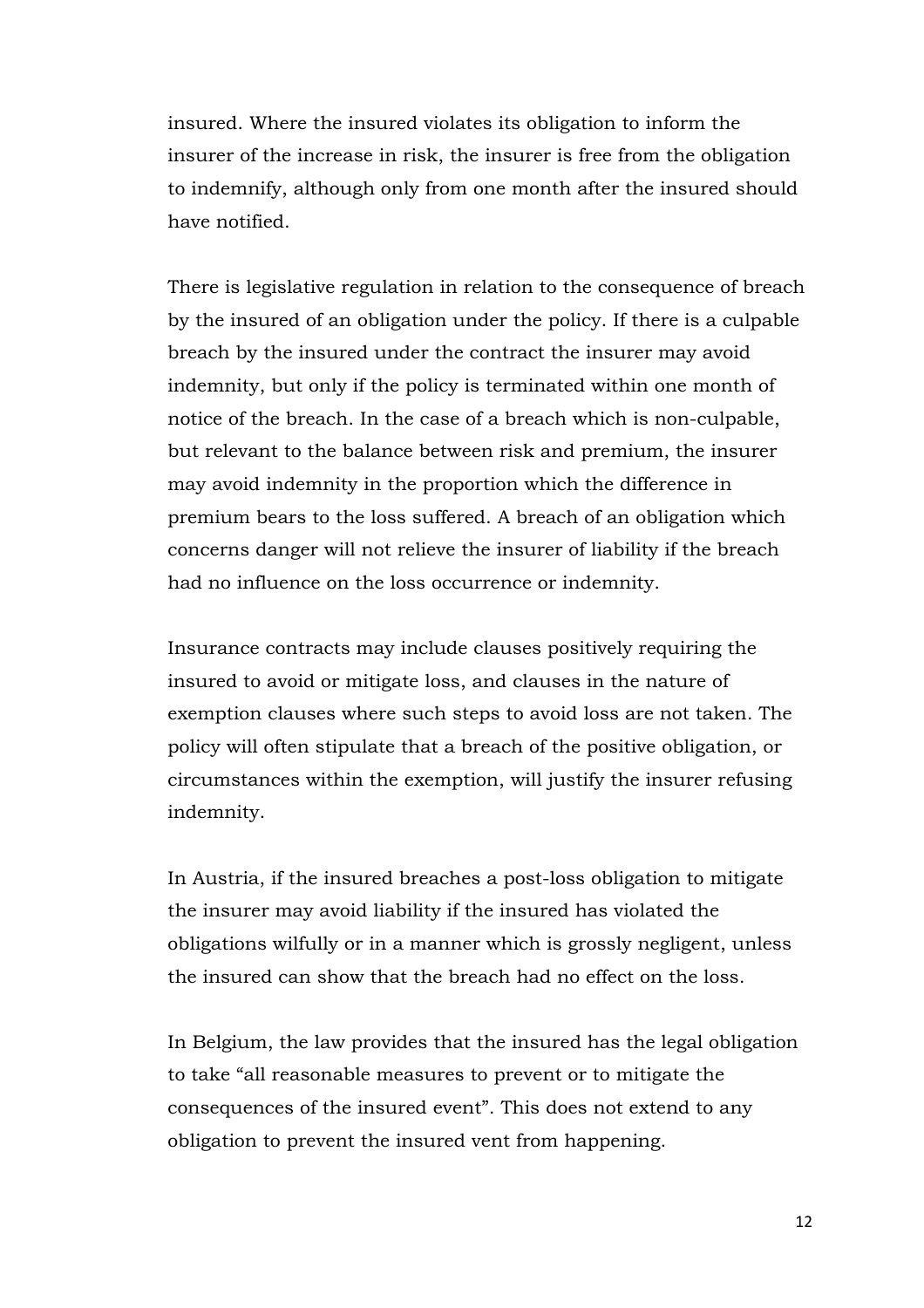insured. Where the insured violates its obligation to inform the insurer of the increase in risk, the insurer is free from the obligation to indemnify, although only from one month after the insured should have notified.

There is legislative regulation in relation to the consequence of breach by the insured of an obligation under the policy. If there is a culpable breach by the insured under the contract the insurer may avoid indemnity, but only if the policy is terminated within one month of notice of the breach. In the case of a breach which is non-culpable, but relevant to the balance between risk and premium, the insurer may avoid indemnity in the proportion which the difference in premium bears to the loss suffered. A breach of an obligation which concerns danger will not relieve the insurer of liability if the breach had no influence on the loss occurrence or indemnity.

Insurance contracts may include clauses positively requiring the insured to avoid or mitigate loss, and clauses in the nature of exemption clauses where such steps to avoid loss are not taken. The policy will often stipulate that a breach of the positive obligation, or circumstances within the exemption, will justify the insurer refusing indemnity.

In Austria, if the insured breaches a post-loss obligation to mitigate the insurer may avoid liability if the insured has violated the obligations wilfully or in a manner which is grossly negligent, unless the insured can show that the breach had no effect on the loss.

In Belgium, the law provides that the insured has the legal obligation to take "all reasonable measures to prevent or to mitigate the consequences of the insured event". This does not extend to any obligation to prevent the insured vent from happening.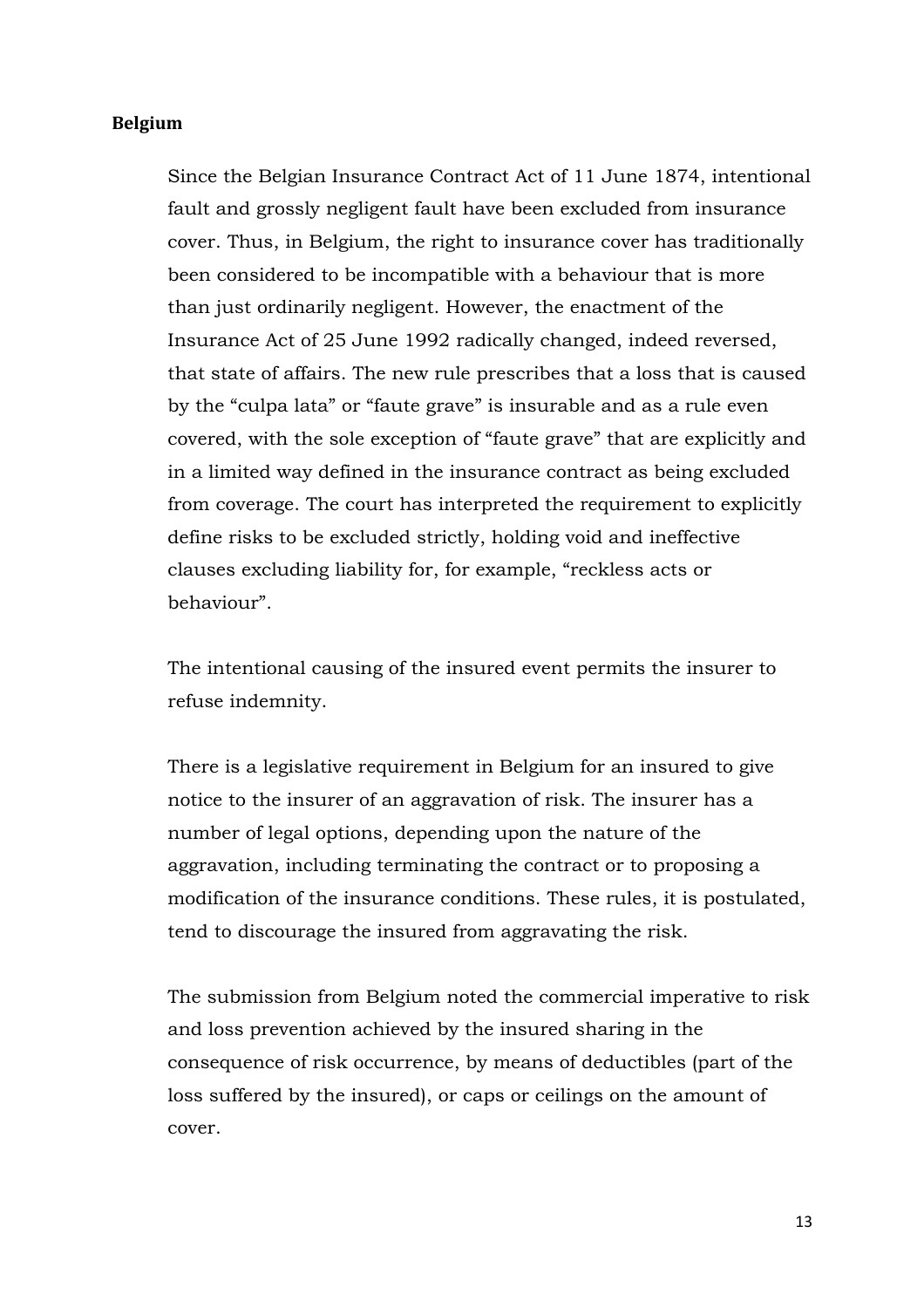**Belgium**

Since the Belgian Insurance Contract Act of 11 June 1874, intentional fault and grossly negligent fault have been excluded from insurance cover. Thus, in Belgium, the right to insurance cover has traditionally been considered to be incompatible with a behaviour that is more than just ordinarily negligent. However, the enactment of the Insurance Act of 25 June 1992 radically changed, indeed reversed, that state of affairs. The new rule prescribes that a loss that is caused by the "culpa lata" or "faute grave" is insurable and as a rule even covered, with the sole exception of "faute grave" that are explicitly and in a limited way defined in the insurance contract as being excluded from coverage. The court has interpreted the requirement to explicitly define risks to be excluded strictly, holding void and ineffective clauses excluding liability for, for example, "reckless acts or behaviour".

The intentional causing of the insured event permits the insurer to refuse indemnity.

There is a legislative requirement in Belgium for an insured to give notice to the insurer of an aggravation of risk. The insurer has a number of legal options, depending upon the nature of the aggravation, including terminating the contract or to proposing a modification of the insurance conditions. These rules, it is postulated, tend to discourage the insured from aggravating the risk.

The submission from Belgium noted the commercial imperative to risk and loss prevention achieved by the insured sharing in the consequence of risk occurrence, by means of deductibles (part of the loss suffered by the insured), or caps or ceilings on the amount of cover.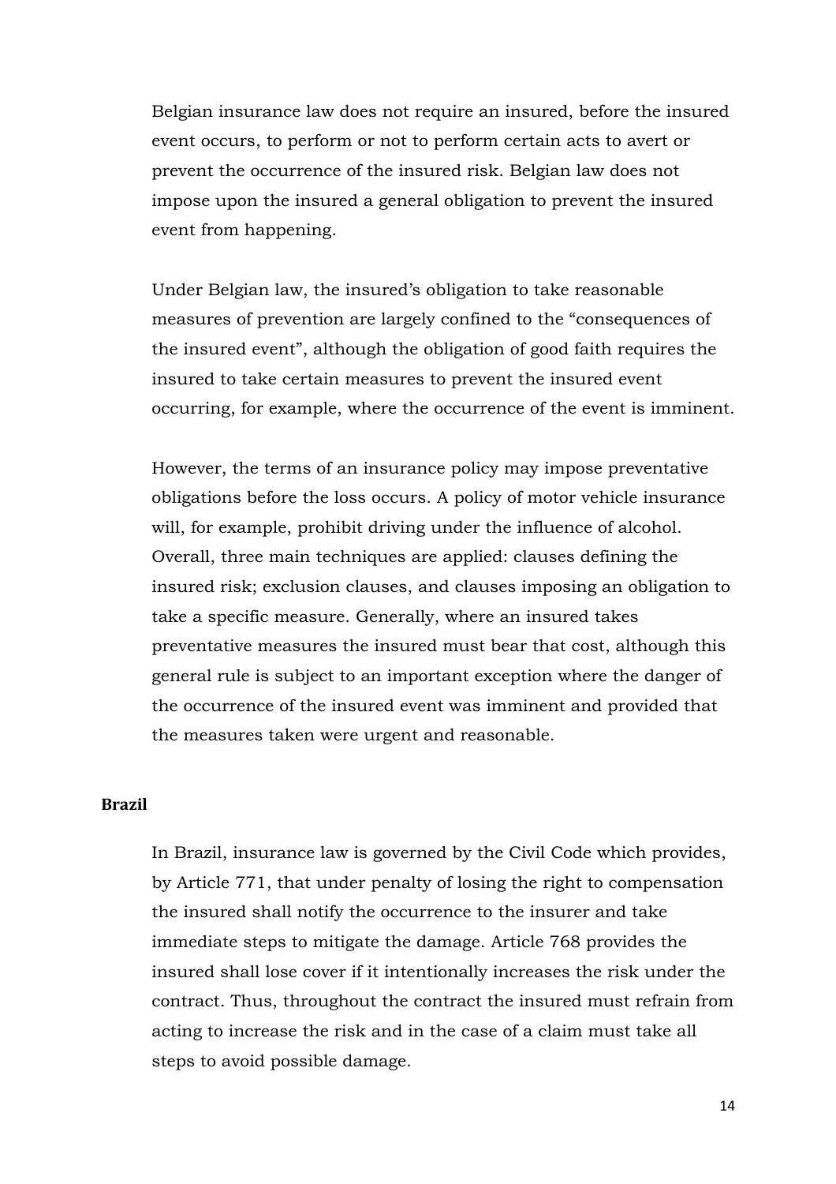Belgian insurance law does not require an insured, before the insured event occurs, to perform or not to perform certain acts to avert or prevent the occurrence of the insured risk. Belgian law does not impose upon the insured a general obligation to prevent the insured event from happening.

Under Belgian law, the insured's obligation to take reasonable measures of prevention are largely confined to the "consequences of the insured event", although the obligation of good faith requires the insured to take certain measures to prevent the insured event occurring, for example, where the occurrence of the event is imminent.

However, the terms of an insurance policy may impose preventative obligations before the loss occurs. A policy of motor vehicle insurance will, for example, prohibit driving under the influence of alcohol. Overall, three main techniques are applied: clauses defining the insured risk; exclusion clauses, and clauses imposing an obligation to take a specific measure. Generally, where an insured takes preventative measures the insured must bear that cost, although this general rule is subject to an important exception where the danger of the occurrence of the insured event was imminent and provided that the measures taken were urgent and reasonable.

**Brazil**

In Brazil, insurance law is governed by the Civil Code which provides, by Article 771, that under penalty of losing the right to compensation the insured shall notify the occurrence to the insurer and take immediate steps to mitigate the damage. Article 768 provides the insured shall lose cover if it intentionally increases the risk under the contract. Thus, throughout the contract the insured must refrain from acting to increase the risk and in the case of a claim must take all steps to avoid possible damage.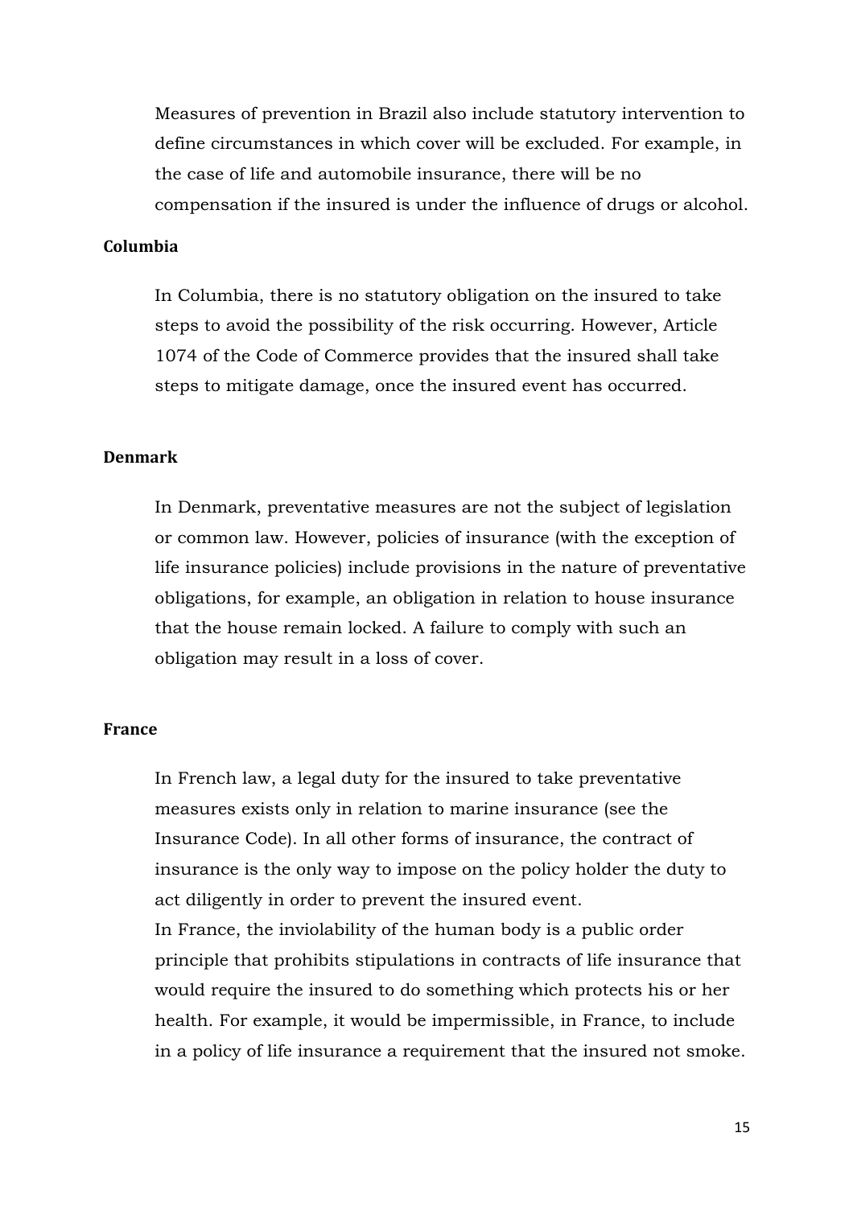Measures of prevention in Brazil also include statutory intervention to define circumstances in which cover will be excluded. For example, in the case of life and automobile insurance, there will be no compensation if the insured is under the influence of drugs or alcohol.

**Columbia**

In Columbia, there is no statutory obligation on the insured to take steps to avoid the possibility of the risk occurring. However, Article 1074 of the Code of Commerce provides that the insured shall take steps to mitigate damage, once the insured event has occurred.

**Denmark**

In Denmark, preventative measures are not the subject of legislation or common law. However, policies of insurance (with the exception of life insurance policies) include provisions in the nature of preventative obligations, for example, an obligation in relation to house insurance that the house remain locked. A failure to comply with such an obligation may result in a loss of cover.

**France**

In French law, a legal duty for the insured to take preventative measures exists only in relation to marine insurance (see the Insurance Code). In all other forms of insurance, the contract of insurance is the only way to impose on the policy holder the duty to act diligently in order to prevent the insured event.
In France, the inviolability of the human body is a public order principle that prohibits stipulations in contracts of life insurance that would require the insured to do something which protects his or her health. For example, it would be impermissible, in France, to include in a policy of life insurance a requirement that the insured not smoke.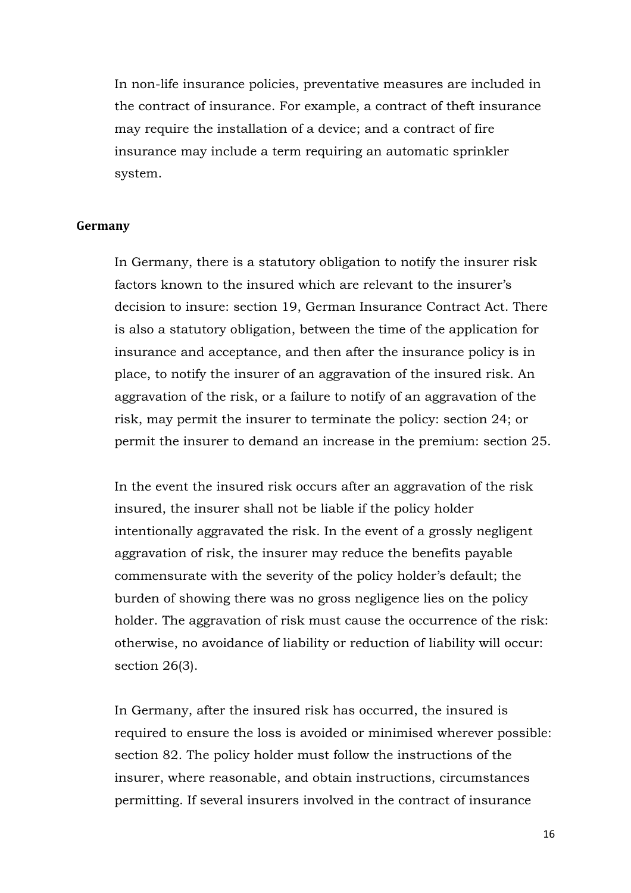In non-life insurance policies, preventative measures are included in the contract of insurance. For example, a contract of theft insurance may require the installation of a device; and a contract of fire insurance may include a term requiring an automatic sprinkler system.

**Germany**

In Germany, there is a statutory obligation to notify the insurer risk factors known to the insured which are relevant to the insurer's decision to insure: section 19, German Insurance Contract Act. There is also a statutory obligation, between the time of the application for insurance and acceptance, and then after the insurance policy is in place, to notify the insurer of an aggravation of the insured risk. An aggravation of the risk, or a failure to notify of an aggravation of the risk, may permit the insurer to terminate the policy: section 24; or permit the insurer to demand an increase in the premium: section 25.

In the event the insured risk occurs after an aggravation of the risk insured, the insurer shall not be liable if the policy holder intentionally aggravated the risk. In the event of a grossly negligent aggravation of risk, the insurer may reduce the benefits payable commensurate with the severity of the policy holder's default; the burden of showing there was no gross negligence lies on the policy holder. The aggravation of risk must cause the occurrence of the risk: otherwise, no avoidance of liability or reduction of liability will occur: section 26(3).

In Germany, after the insured risk has occurred, the insured is required to ensure the loss is avoided or minimised wherever possible: section 82. The policy holder must follow the instructions of the insurer, where reasonable, and obtain instructions, circumstances permitting. If several insurers involved in the contract of insurance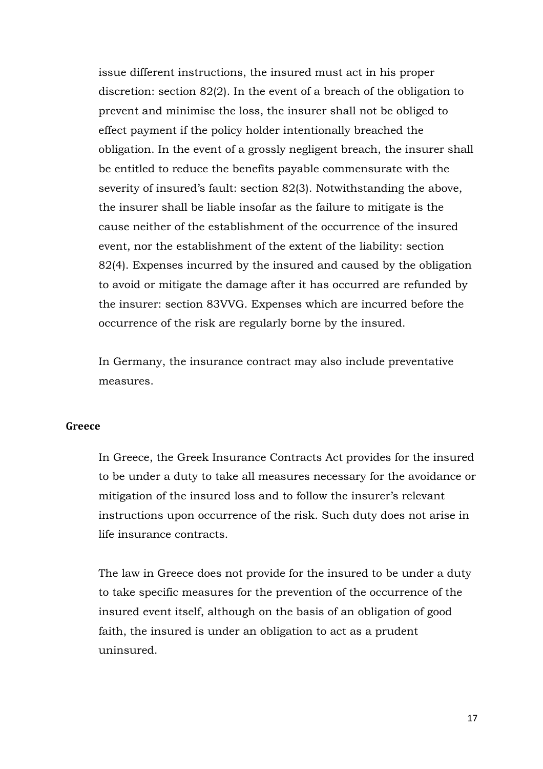issue different instructions, the insured must act in his proper discretion: section 82(2). In the event of a breach of the obligation to prevent and minimise the loss, the insurer shall not be obliged to effect payment if the policy holder intentionally breached the obligation. In the event of a grossly negligent breach, the insurer shall be entitled to reduce the benefits payable commensurate with the severity of insured's fault: section 82(3). Notwithstanding the above, the insurer shall be liable insofar as the failure to mitigate is the cause neither of the establishment of the occurrence of the insured event, nor the establishment of the extent of the liability: section 82(4). Expenses incurred by the insured and caused by the obligation to avoid or mitigate the damage after it has occurred are refunded by the insurer: section 83VVG. Expenses which are incurred before the occurrence of the risk are regularly borne by the insured.

In Germany, the insurance contract may also include preventative measures.

**Greece**

In Greece, the Greek Insurance Contracts Act provides for the insured to be under a duty to take all measures necessary for the avoidance or mitigation of the insured loss and to follow the insurer's relevant instructions upon occurrence of the risk. Such duty does not arise in life insurance contracts.

The law in Greece does not provide for the insured to be under a duty to take specific measures for the prevention of the occurrence of the insured event itself, although on the basis of an obligation of good faith, the insured is under an obligation to act as a prudent uninsured.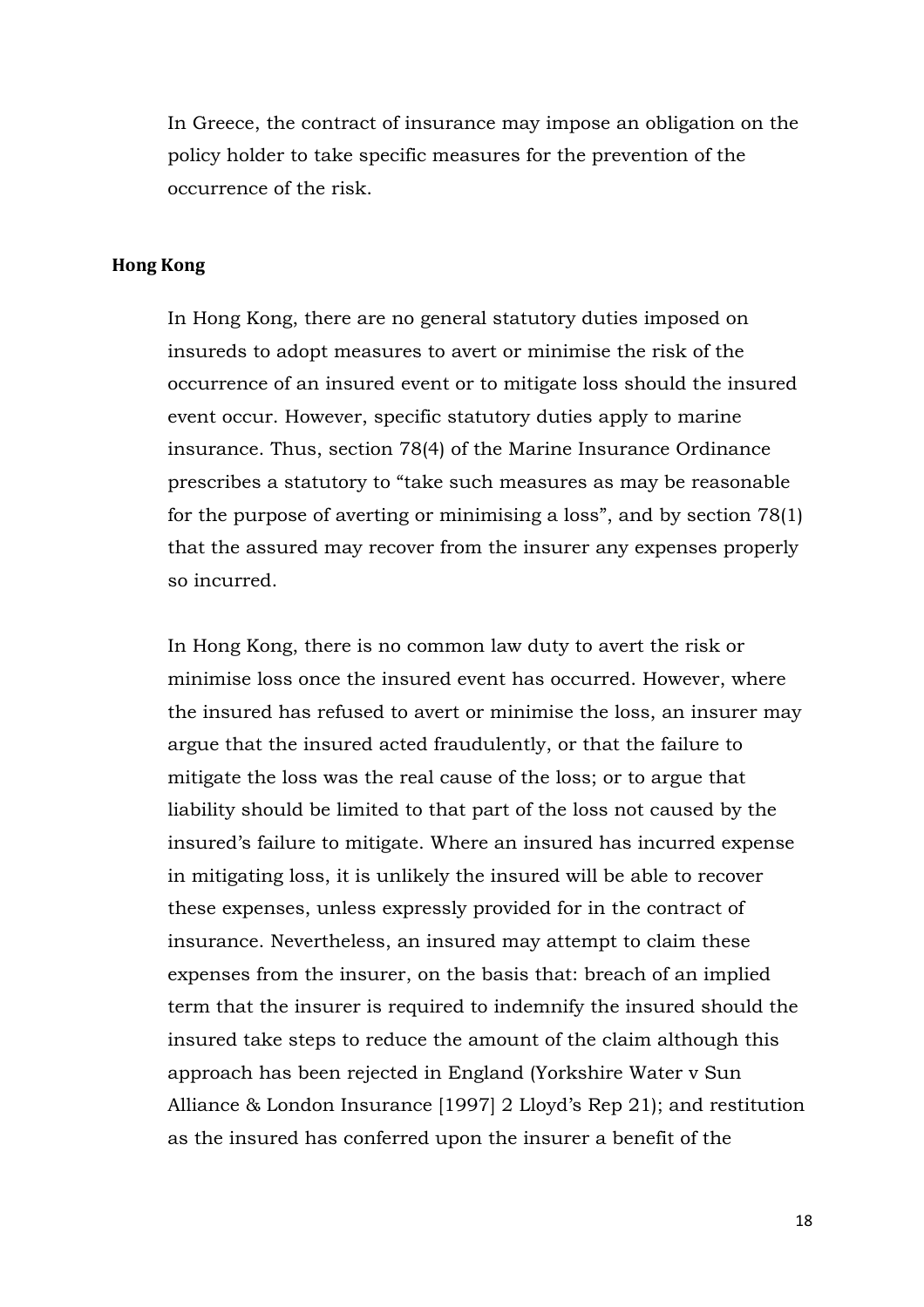In Greece, the contract of insurance may impose an obligation on the policy holder to take specific measures for the prevention of the occurrence of the risk.

**Hong Kong**

In Hong Kong, there are no general statutory duties imposed on insureds to adopt measures to avert or minimise the risk of the occurrence of an insured event or to mitigate loss should the insured event occur. However, specific statutory duties apply to marine insurance. Thus, section 78(4) of the Marine Insurance Ordinance prescribes a statutory to "take such measures as may be reasonable for the purpose of averting or minimising a loss", and by section 78(1) that the assured may recover from the insurer any expenses properly so incurred.

In Hong Kong, there is no common law duty to avert the risk or minimise loss once the insured event has occurred. However, where the insured has refused to avert or minimise the loss, an insurer may argue that the insured acted fraudulently, or that the failure to mitigate the loss was the real cause of the loss; or to argue that liability should be limited to that part of the loss not caused by the insured's failure to mitigate. Where an insured has incurred expense in mitigating loss, it is unlikely the insured will be able to recover these expenses, unless expressly provided for in the contract of insurance. Nevertheless, an insured may attempt to claim these expenses from the insurer, on the basis that: breach of an implied term that the insurer is required to indemnify the insured should the insured take steps to reduce the amount of the claim although this approach has been rejected in England (Yorkshire Water v Sun Alliance & London Insurance [1997] 2 Lloyd's Rep 21); and restitution as the insured has conferred upon the insurer a benefit of the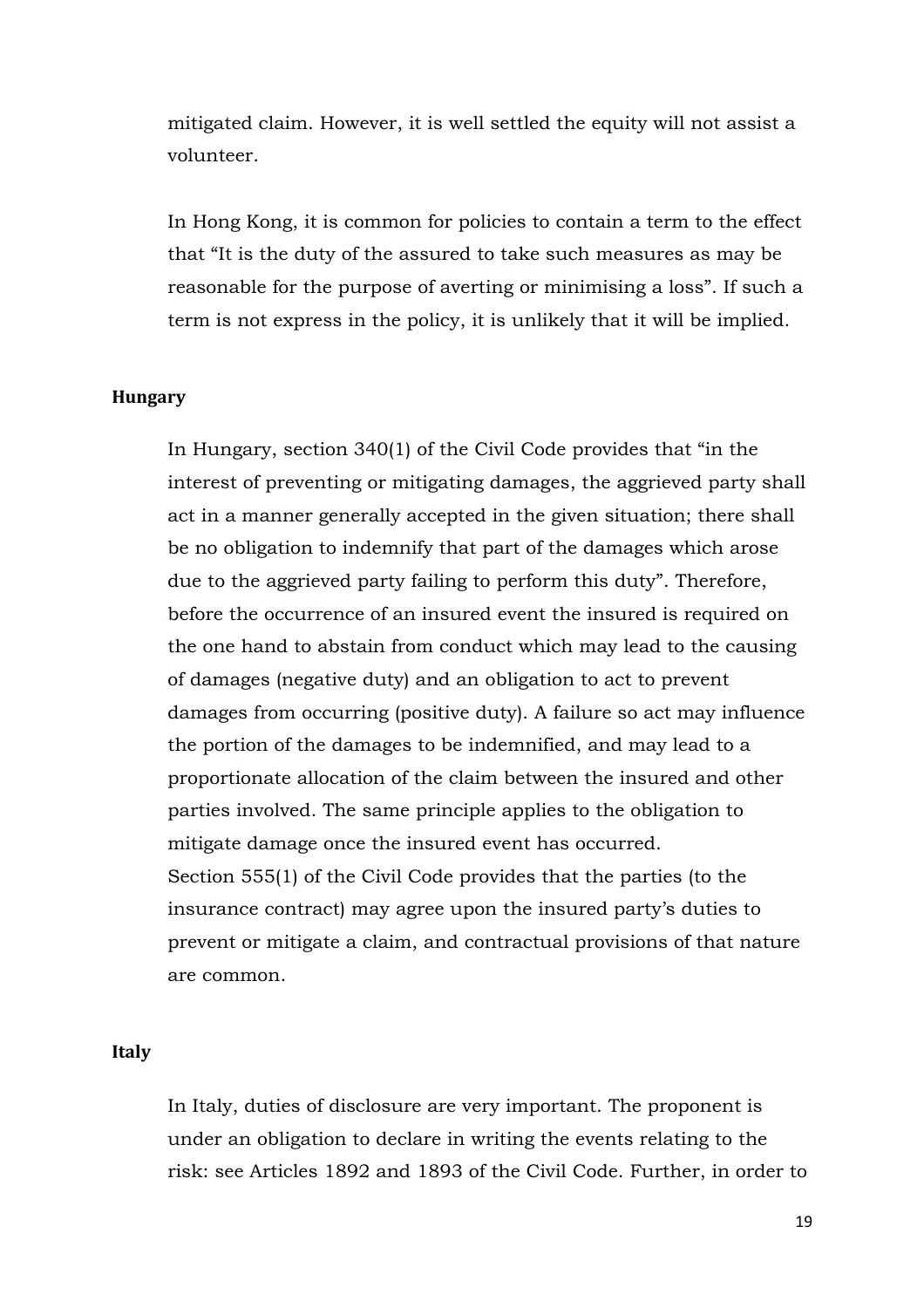mitigated claim. However, it is well settled the equity will not assist a volunteer.

In Hong Kong, it is common for policies to contain a term to the effect that "It is the duty of the assured to take such measures as may be reasonable for the purpose of averting or minimising a loss". If such a term is not express in the policy, it is unlikely that it will be implied.

**Hungary**

In Hungary, section 340(1) of the Civil Code provides that "in the interest of preventing or mitigating damages, the aggrieved party shall act in a manner generally accepted in the given situation; there shall be no obligation to indemnify that part of the damages which arose due to the aggrieved party failing to perform this duty". Therefore, before the occurrence of an insured event the insured is required on the one hand to abstain from conduct which may lead to the causing of damages (negative duty) and an obligation to act to prevent damages from occurring (positive duty). A failure so act may influence the portion of the damages to be indemnified, and may lead to a proportionate allocation of the claim between the insured and other parties involved. The same principle applies to the obligation to mitigate damage once the insured event has occurred.
Section 555(1) of the Civil Code provides that the parties (to the insurance contract) may agree upon the insured party's duties to prevent or mitigate a claim, and contractual provisions of that nature are common.

**Italy**

In Italy, duties of disclosure are very important. The proponent is under an obligation to declare in writing the events relating to the risk: see Articles 1892 and 1893 of the Civil Code. Further, in order to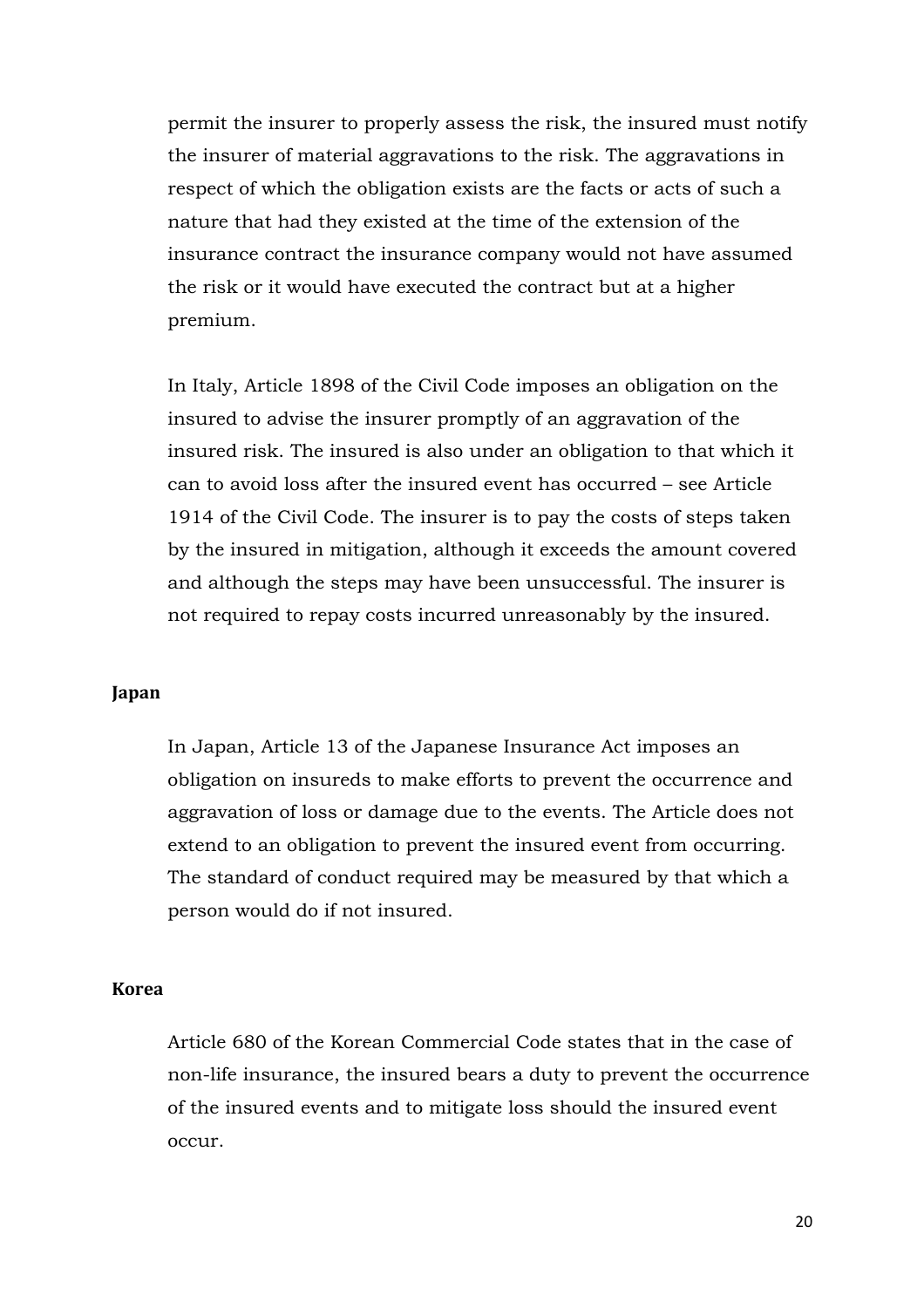permit the insurer to properly assess the risk, the insured must notify the insurer of material aggravations to the risk. The aggravations in respect of which the obligation exists are the facts or acts of such a nature that had they existed at the time of the extension of the insurance contract the insurance company would not have assumed the risk or it would have executed the contract but at a higher premium.

In Italy, Article 1898 of the Civil Code imposes an obligation on the insured to advise the insurer promptly of an aggravation of the insured risk. The insured is also under an obligation to that which it can to avoid loss after the insured event has occurred – see Article 1914 of the Civil Code. The insurer is to pay the costs of steps taken by the insured in mitigation, although it exceeds the amount covered and although the steps may have been unsuccessful. The insurer is not required to repay costs incurred unreasonably by the insured.

### Japan

In Japan, Article 13 of the Japanese Insurance Act imposes an obligation on insureds to make efforts to prevent the occurrence and aggravation of loss or damage due to the events. The Article does not extend to an obligation to prevent the insured event from occurring. The standard of conduct required may be measured by that which a person would do if not insured.

### Korea

Article 680 of the Korean Commercial Code states that in the case of non-life insurance, the insured bears a duty to prevent the occurrence of the insured events and to mitigate loss should the insured event occur.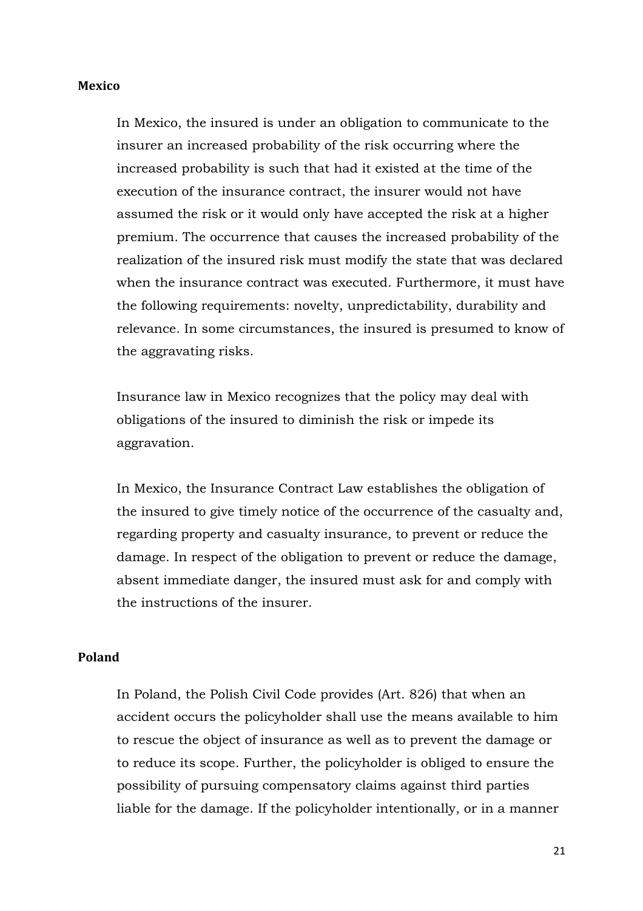**Mexico**

In Mexico, the insured is under an obligation to communicate to the insurer an increased probability of the risk occurring where the increased probability is such that had it existed at the time of the execution of the insurance contract, the insurer would not have assumed the risk or it would only have accepted the risk at a higher premium. The occurrence that causes the increased probability of the realization of the insured risk must modify the state that was declared when the insurance contract was executed. Furthermore, it must have the following requirements: novelty, unpredictability, durability and relevance. In some circumstances, the insured is presumed to know of the aggravating risks.

Insurance law in Mexico recognizes that the policy may deal with obligations of the insured to diminish the risk or impede its aggravation.

In Mexico, the Insurance Contract Law establishes the obligation of the insured to give timely notice of the occurrence of the casualty and, regarding property and casualty insurance, to prevent or reduce the damage. In respect of the obligation to prevent or reduce the damage, absent immediate danger, the insured must ask for and comply with the instructions of the insurer.

**Poland**

In Poland, the Polish Civil Code provides (Art. 826) that when an accident occurs the policyholder shall use the means available to him to rescue the object of insurance as well as to prevent the damage or to reduce its scope. Further, the policyholder is obliged to ensure the possibility of pursuing compensatory claims against third parties liable for the damage. If the policyholder intentionally, or in a manner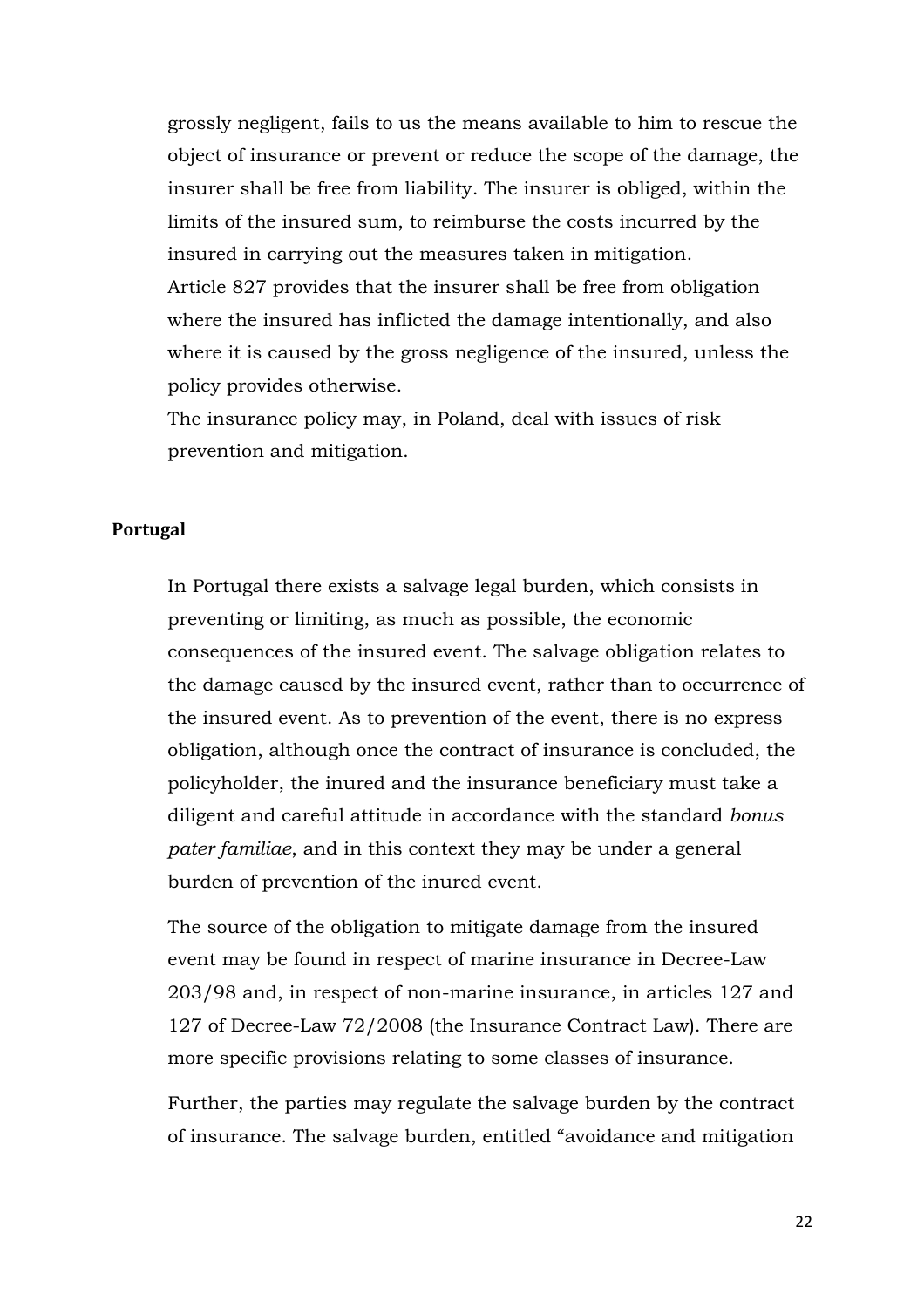grossly negligent, fails to us the means available to him to rescue the object of insurance or prevent or reduce the scope of the damage, the insurer shall be free from liability. The insurer is obliged, within the limits of the insured sum, to reimburse the costs incurred by the insured in carrying out the measures taken in mitigation.
Article 827 provides that the insurer shall be free from obligation where the insured has inflicted the damage intentionally, and also where it is caused by the gross negligence of the insured, unless the policy provides otherwise.
The insurance policy may, in Poland, deal with issues of risk prevention and mitigation.

**Portugal**

In Portugal there exists a salvage legal burden, which consists in preventing or limiting, as much as possible, the economic consequences of the insured event. The salvage obligation relates to the damage caused by the insured event, rather than to occurrence of the insured event. As to prevention of the event, there is no express obligation, although once the contract of insurance is concluded, the policyholder, the inured and the insurance beneficiary must take a diligent and careful attitude in accordance with the standard *bonus pater familiae*, and in this context they may be under a general burden of prevention of the inured event.

The source of the obligation to mitigate damage from the insured event may be found in respect of marine insurance in Decree-Law 203/98 and, in respect of non-marine insurance, in articles 127 and 127 of Decree-Law 72/2008 (the Insurance Contract Law). There are more specific provisions relating to some classes of insurance.

Further, the parties may regulate the salvage burden by the contract of insurance. The salvage burden, entitled "avoidance and mitigation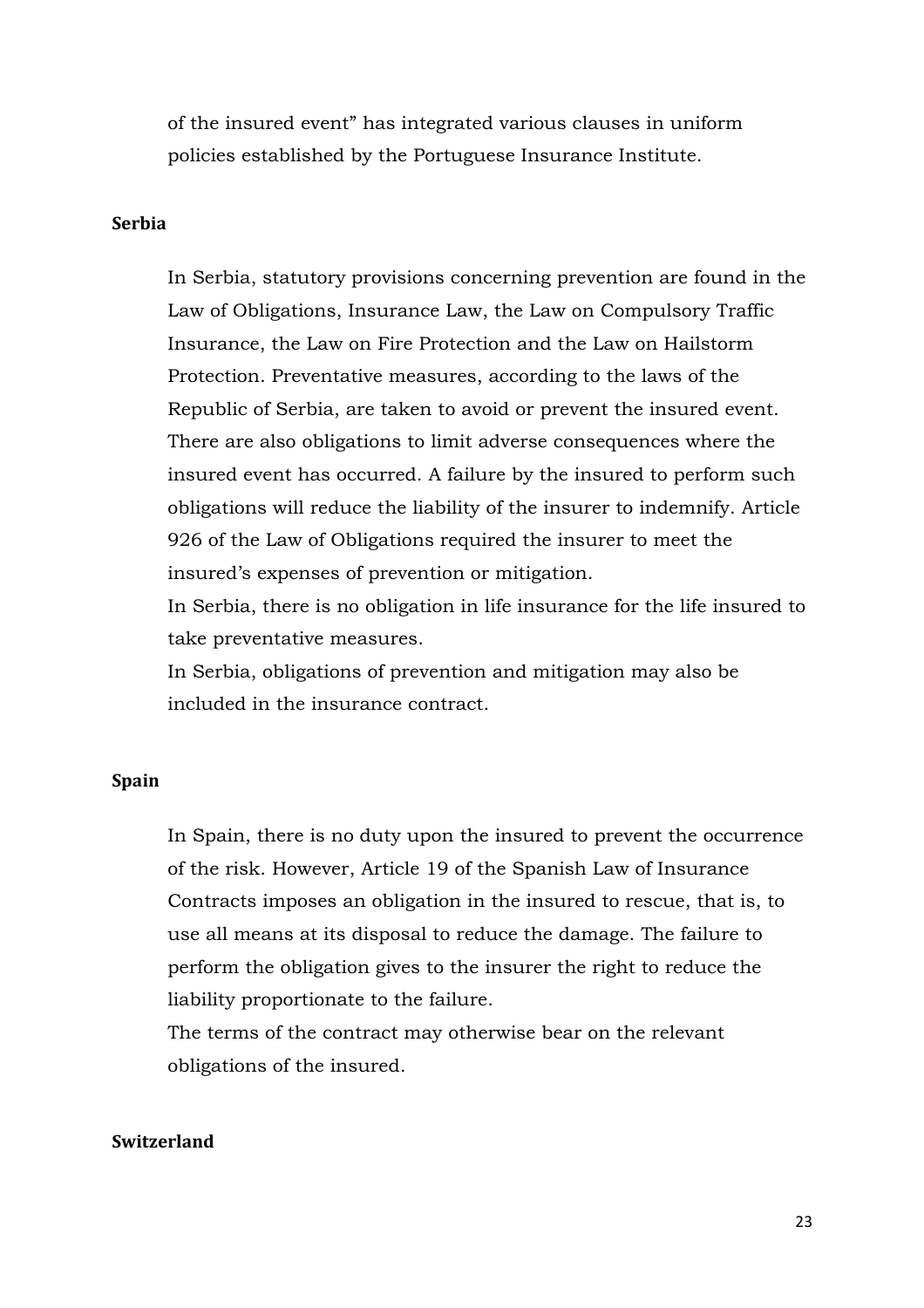of the insured event" has integrated various clauses in uniform policies established by the Portuguese Insurance Institute.

**Serbia**

In Serbia, statutory provisions concerning prevention are found in the Law of Obligations, Insurance Law, the Law on Compulsory Traffic Insurance, the Law on Fire Protection and the Law on Hailstorm Protection. Preventative measures, according to the laws of the Republic of Serbia, are taken to avoid or prevent the insured event. There are also obligations to limit adverse consequences where the insured event has occurred. A failure by the insured to perform such obligations will reduce the liability of the insurer to indemnify. Article 926 of the Law of Obligations required the insurer to meet the insured's expenses of prevention or mitigation.

In Serbia, there is no obligation in life insurance for the life insured to take preventative measures.

In Serbia, obligations of prevention and mitigation may also be included in the insurance contract.

**Spain**

In Spain, there is no duty upon the insured to prevent the occurrence of the risk. However, Article 19 of the Spanish Law of Insurance Contracts imposes an obligation in the insured to rescue, that is, to use all means at its disposal to reduce the damage. The failure to perform the obligation gives to the insurer the right to reduce the liability proportionate to the failure.

The terms of the contract may otherwise bear on the relevant obligations of the insured.

**Switzerland**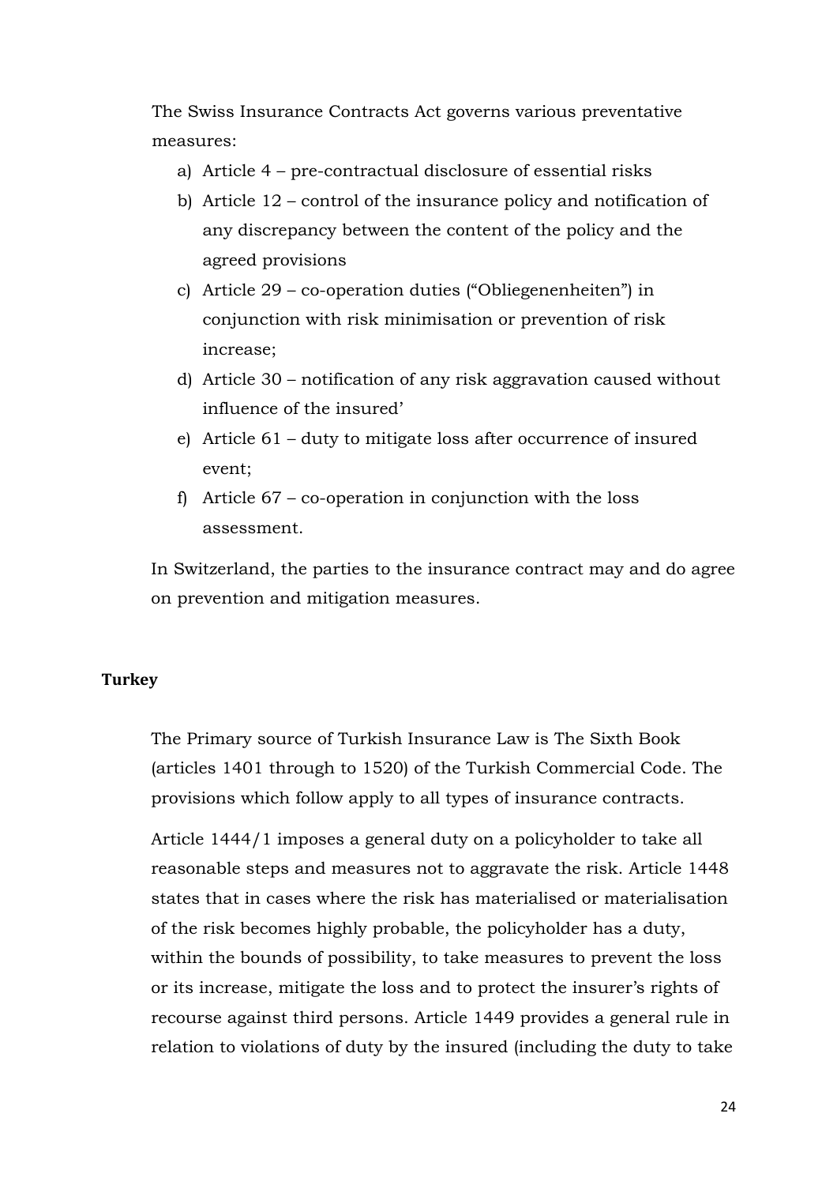The Swiss Insurance Contracts Act governs various preventative measures:

a) Article 4 – pre-contractual disclosure of essential risks
b) Article 12 – control of the insurance policy and notification of any discrepancy between the content of the policy and the agreed provisions
c) Article 29 – co-operation duties ("Obliegenenheiten") in conjunction with risk minimisation or prevention of risk increase;
d) Article 30 – notification of any risk aggravation caused without influence of the insured'
e) Article 61 – duty to mitigate loss after occurrence of insured event;
f) Article 67 – co-operation in conjunction with the loss assessment.

In Switzerland, the parties to the insurance contract may and do agree on prevention and mitigation measures.

**Turkey**

The Primary source of Turkish Insurance Law is The Sixth Book (articles 1401 through to 1520) of the Turkish Commercial Code. The provisions which follow apply to all types of insurance contracts.

Article 1444/1 imposes a general duty on a policyholder to take all reasonable steps and measures not to aggravate the risk. Article 1448 states that in cases where the risk has materialised or materialisation of the risk becomes highly probable, the policyholder has a duty, within the bounds of possibility, to take measures to prevent the loss or its increase, mitigate the loss and to protect the insurer's rights of recourse against third persons. Article 1449 provides a general rule in relation to violations of duty by the insured (including the duty to take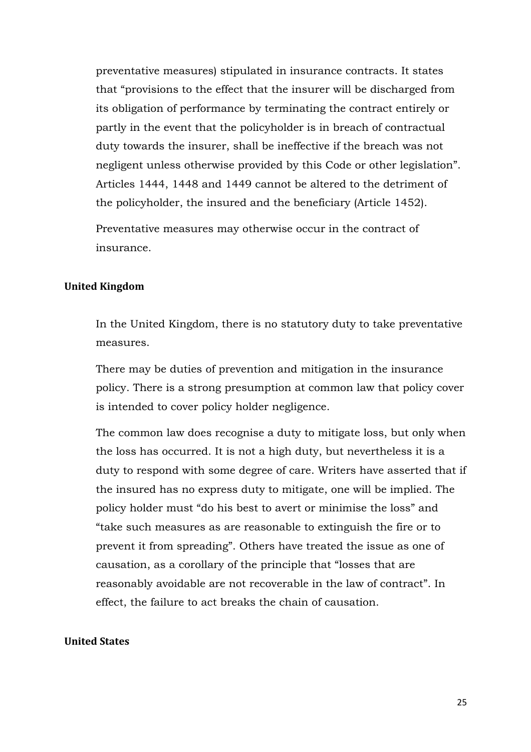preventative measures) stipulated in insurance contracts. It states that "provisions to the effect that the insurer will be discharged from its obligation of performance by terminating the contract entirely or partly in the event that the policyholder is in breach of contractual duty towards the insurer, shall be ineffective if the breach was not negligent unless otherwise provided by this Code or other legislation". Articles 1444, 1448 and 1449 cannot be altered to the detriment of the policyholder, the insured and the beneficiary (Article 1452).

Preventative measures may otherwise occur in the contract of insurance.

#### United Kingdom

In the United Kingdom, there is no statutory duty to take preventative measures.

There may be duties of prevention and mitigation in the insurance policy. There is a strong presumption at common law that policy cover is intended to cover policy holder negligence.

The common law does recognise a duty to mitigate loss, but only when the loss has occurred. It is not a high duty, but nevertheless it is a duty to respond with some degree of care. Writers have asserted that if the insured has no express duty to mitigate, one will be implied. The policy holder must "do his best to avert or minimise the loss" and "take such measures as are reasonable to extinguish the fire or to prevent it from spreading". Others have treated the issue as one of causation, as a corollary of the principle that "losses that are reasonably avoidable are not recoverable in the law of contract". In effect, the failure to act breaks the chain of causation.

#### United States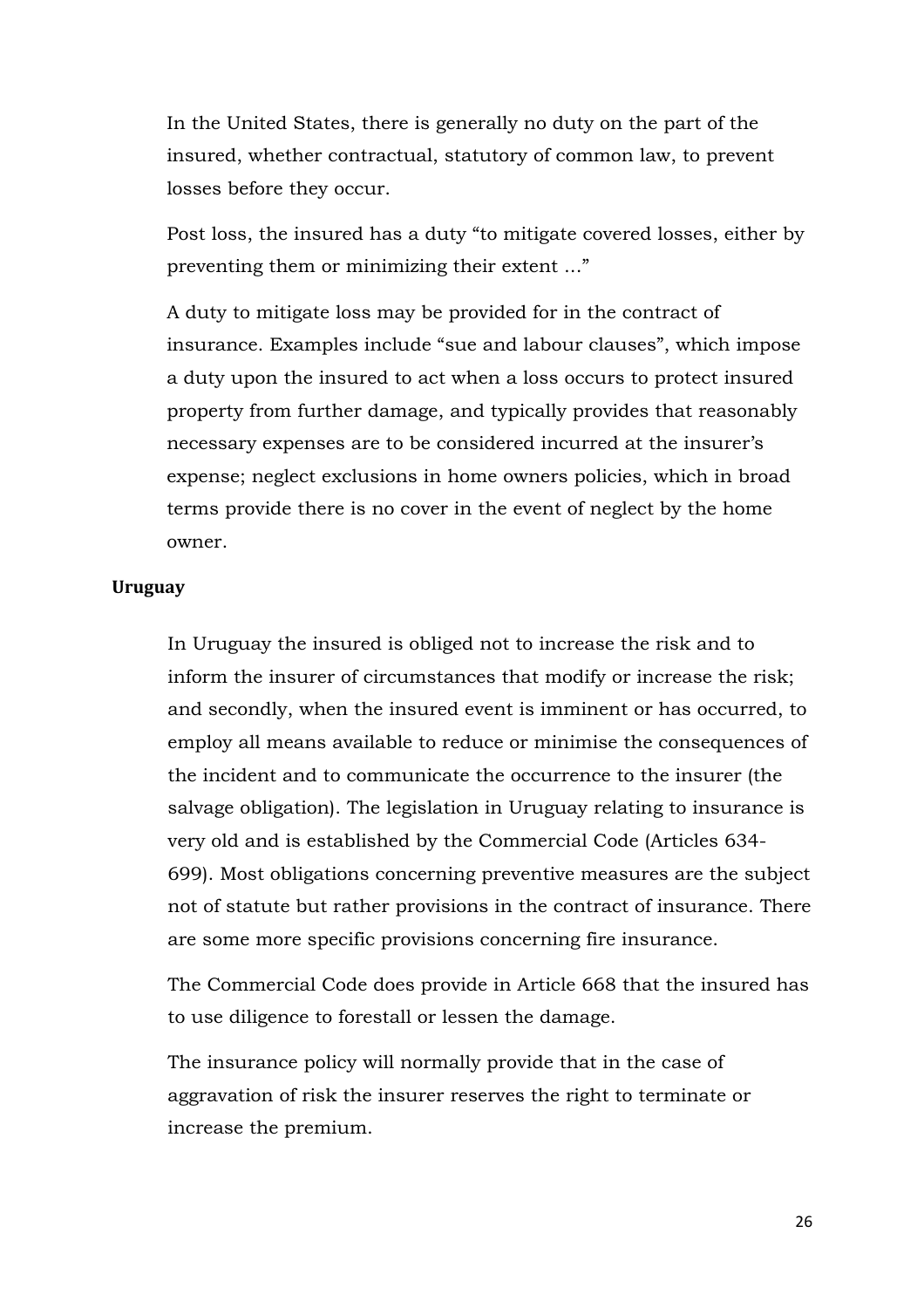In the United States, there is generally no duty on the part of the insured, whether contractual, statutory of common law, to prevent losses before they occur.

Post loss, the insured has a duty "to mitigate covered losses, either by preventing them or minimizing their extent ..."

A duty to mitigate loss may be provided for in the contract of insurance. Examples include "sue and labour clauses", which impose a duty upon the insured to act when a loss occurs to protect insured property from further damage, and typically provides that reasonably necessary expenses are to be considered incurred at the insurer's expense; neglect exclusions in home owners policies, which in broad terms provide there is no cover in the event of neglect by the home owner.

**Uruguay**

In Uruguay the insured is obliged not to increase the risk and to inform the insurer of circumstances that modify or increase the risk; and secondly, when the insured event is imminent or has occurred, to employ all means available to reduce or minimise the consequences of the incident and to communicate the occurrence to the insurer (the salvage obligation). The legislation in Uruguay relating to insurance is very old and is established by the Commercial Code (Articles 634-699). Most obligations concerning preventive measures are the subject not of statute but rather provisions in the contract of insurance. There are some more specific provisions concerning fire insurance.

The Commercial Code does provide in Article 668 that the insured has to use diligence to forestall or lessen the damage.

The insurance policy will normally provide that in the case of aggravation of risk the insurer reserves the right to terminate or increase the premium.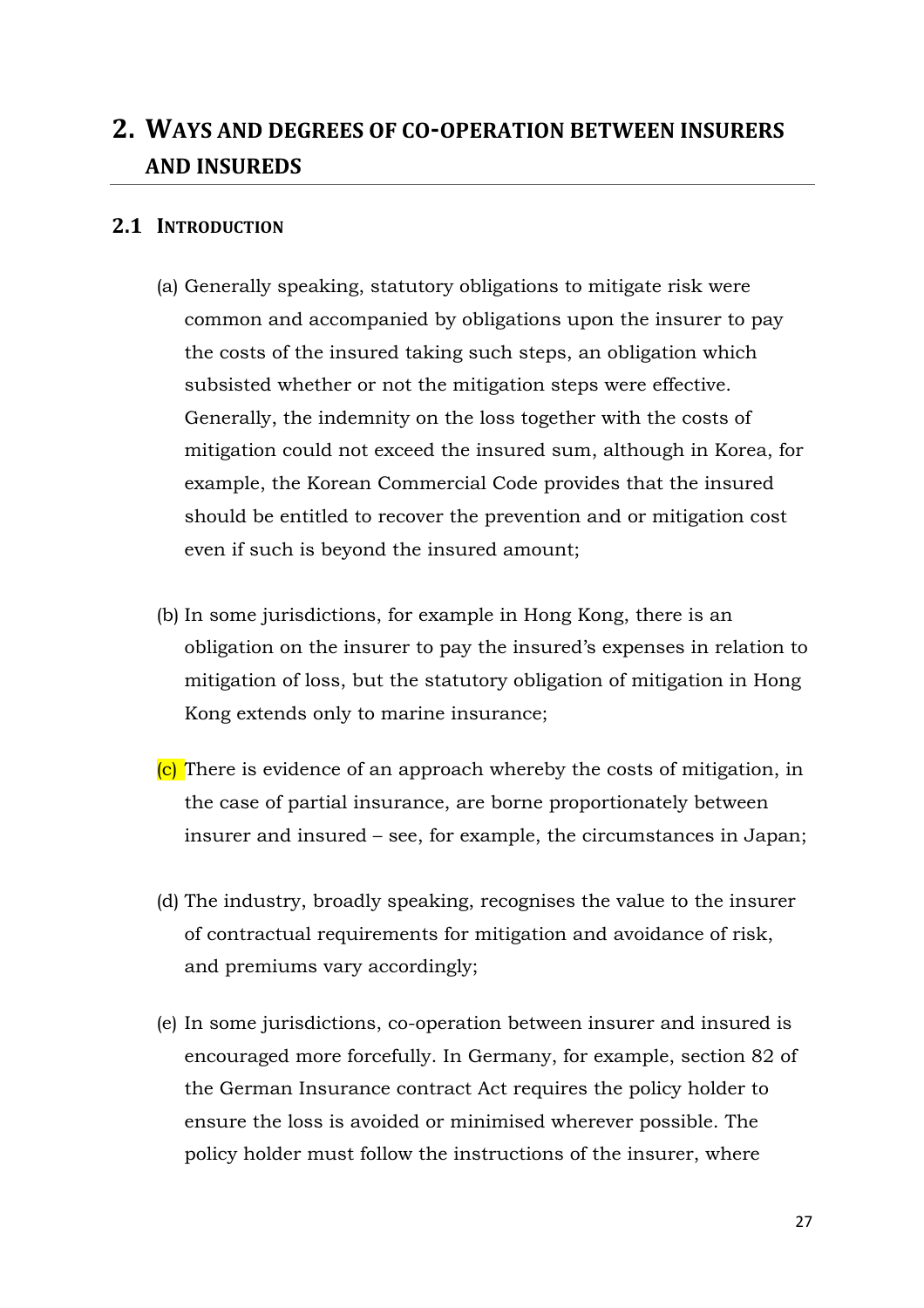## 2. WAYS AND DEGREES OF CO-OPERATION BETWEEN INSURERS AND INSUREDS

### 2.1 INTRODUCTION

(a) Generally speaking, statutory obligations to mitigate risk were common and accompanied by obligations upon the insurer to pay the costs of the insured taking such steps, an obligation which subsisted whether or not the mitigation steps were effective. Generally, the indemnity on the loss together with the costs of mitigation could not exceed the insured sum, although in Korea, for example, the Korean Commercial Code provides that the insured should be entitled to recover the prevention and or mitigation cost even if such is beyond the insured amount;

(b) In some jurisdictions, for example in Hong Kong, there is an obligation on the insurer to pay the insured's expenses in relation to mitigation of loss, but the statutory obligation of mitigation in Hong Kong extends only to marine insurance;

(c) There is evidence of an approach whereby the costs of mitigation, in the case of partial insurance, are borne proportionately between insurer and insured – see, for example, the circumstances in Japan;

(d) The industry, broadly speaking, recognises the value to the insurer of contractual requirements for mitigation and avoidance of risk, and premiums vary accordingly;

(e) In some jurisdictions, co-operation between insurer and insured is encouraged more forcefully. In Germany, for example, section 82 of the German Insurance contract Act requires the policy holder to ensure the loss is avoided or minimised wherever possible. The policy holder must follow the instructions of the insurer, where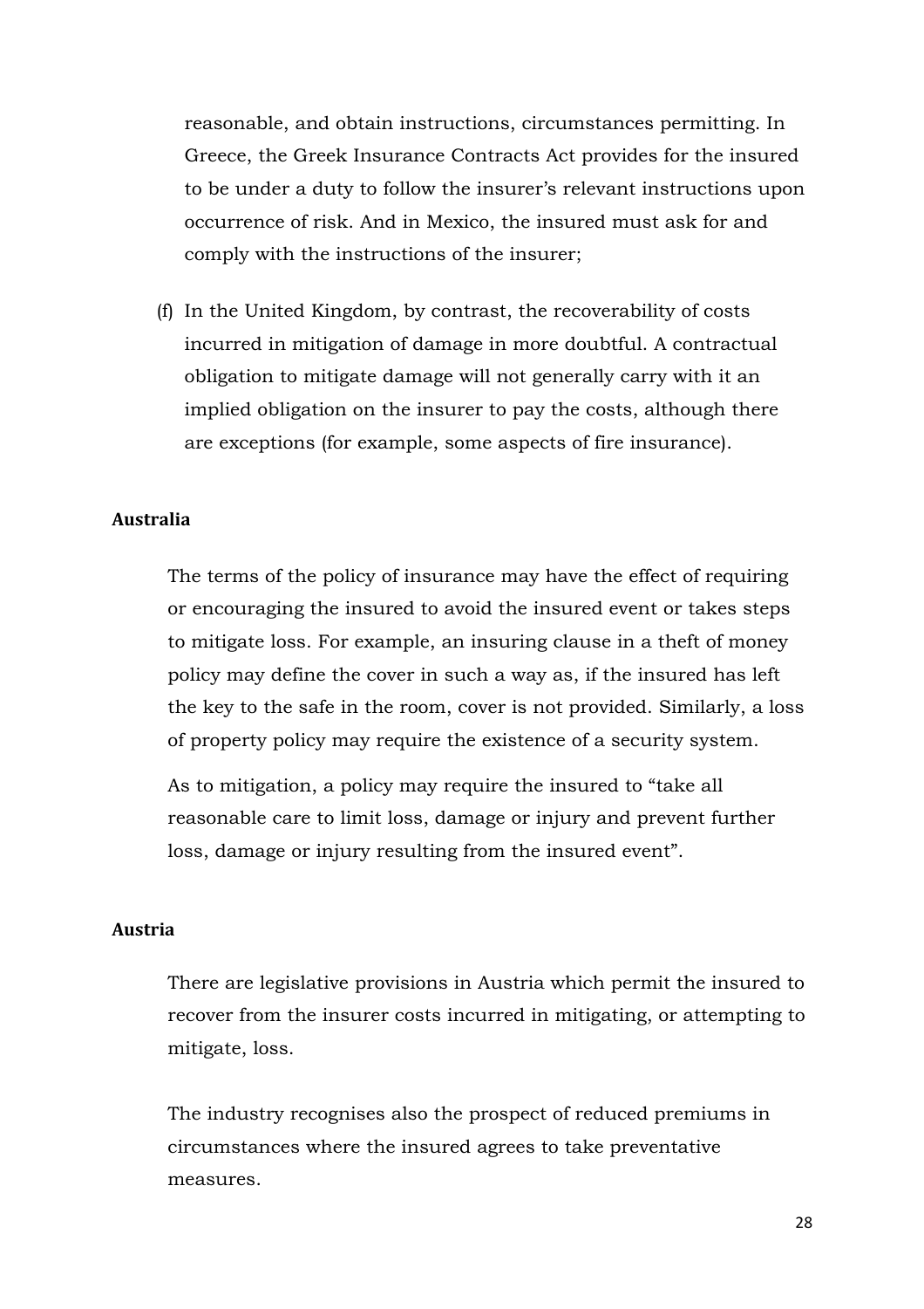reasonable, and obtain instructions, circumstances permitting. In Greece, the Greek Insurance Contracts Act provides for the insured to be under a duty to follow the insurer's relevant instructions upon occurrence of risk. And in Mexico, the insured must ask for and comply with the instructions of the insurer;

(f) In the United Kingdom, by contrast, the recoverability of costs incurred in mitigation of damage in more doubtful. A contractual obligation to mitigate damage will not generally carry with it an implied obligation on the insurer to pay the costs, although there are exceptions (for example, some aspects of fire insurance).

**Australia**

The terms of the policy of insurance may have the effect of requiring or encouraging the insured to avoid the insured event or takes steps to mitigate loss. For example, an insuring clause in a theft of money policy may define the cover in such a way as, if the insured has left the key to the safe in the room, cover is not provided. Similarly, a loss of property policy may require the existence of a security system.

As to mitigation, a policy may require the insured to "take all reasonable care to limit loss, damage or injury and prevent further loss, damage or injury resulting from the insured event".

**Austria**

There are legislative provisions in Austria which permit the insured to recover from the insurer costs incurred in mitigating, or attempting to mitigate, loss.

The industry recognises also the prospect of reduced premiums in circumstances where the insured agrees to take preventative measures.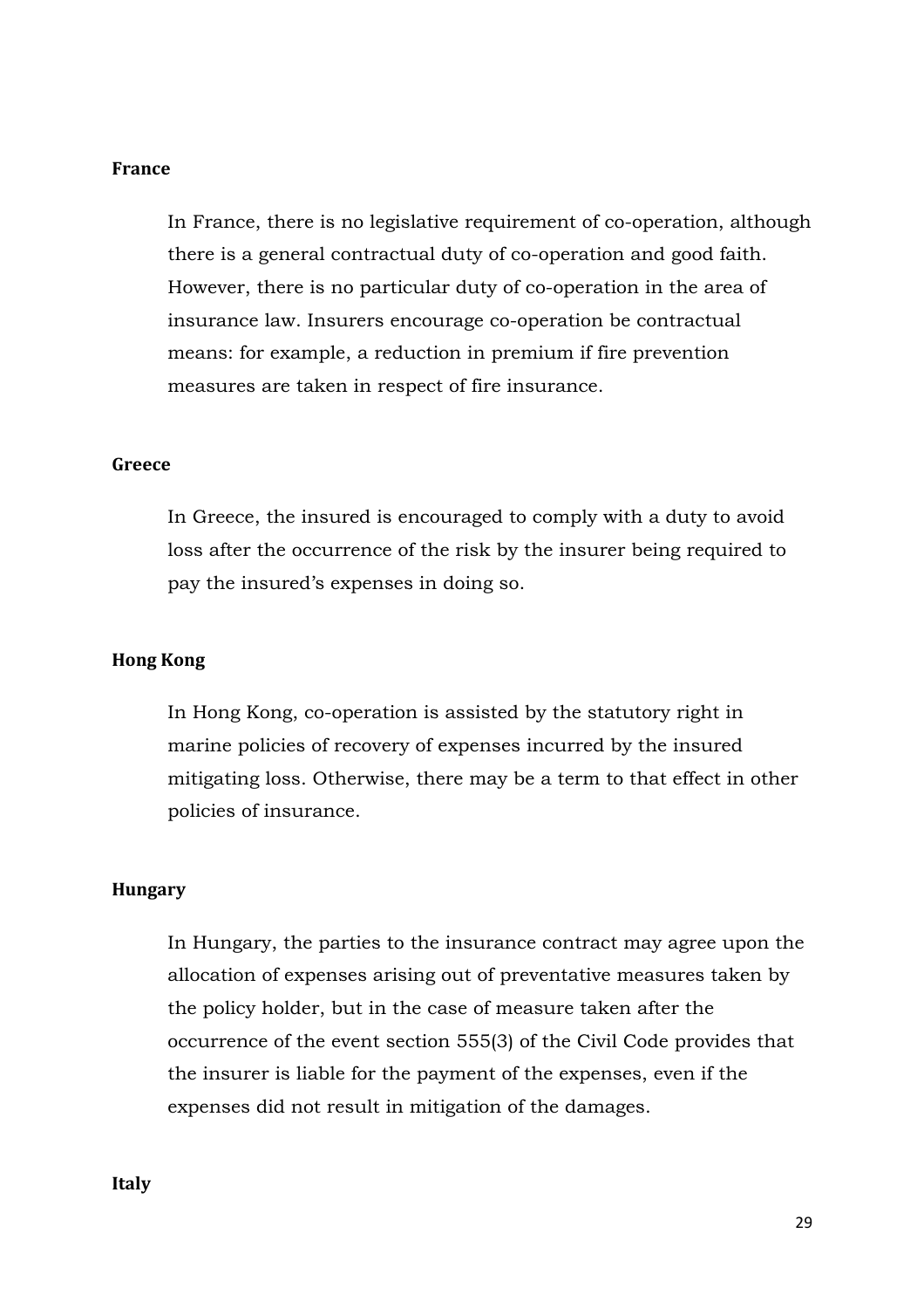**France**

In France, there is no legislative requirement of co-operation, although there is a general contractual duty of co-operation and good faith. However, there is no particular duty of co-operation in the area of insurance law. Insurers encourage co-operation be contractual means: for example, a reduction in premium if fire prevention measures are taken in respect of fire insurance.

**Greece**

In Greece, the insured is encouraged to comply with a duty to avoid loss after the occurrence of the risk by the insurer being required to pay the insured's expenses in doing so.

**Hong Kong**

In Hong Kong, co-operation is assisted by the statutory right in marine policies of recovery of expenses incurred by the insured mitigating loss. Otherwise, there may be a term to that effect in other policies of insurance.

**Hungary**

In Hungary, the parties to the insurance contract may agree upon the allocation of expenses arising out of preventative measures taken by the policy holder, but in the case of measure taken after the occurrence of the event section 555(3) of the Civil Code provides that the insurer is liable for the payment of the expenses, even if the expenses did not result in mitigation of the damages.

**Italy**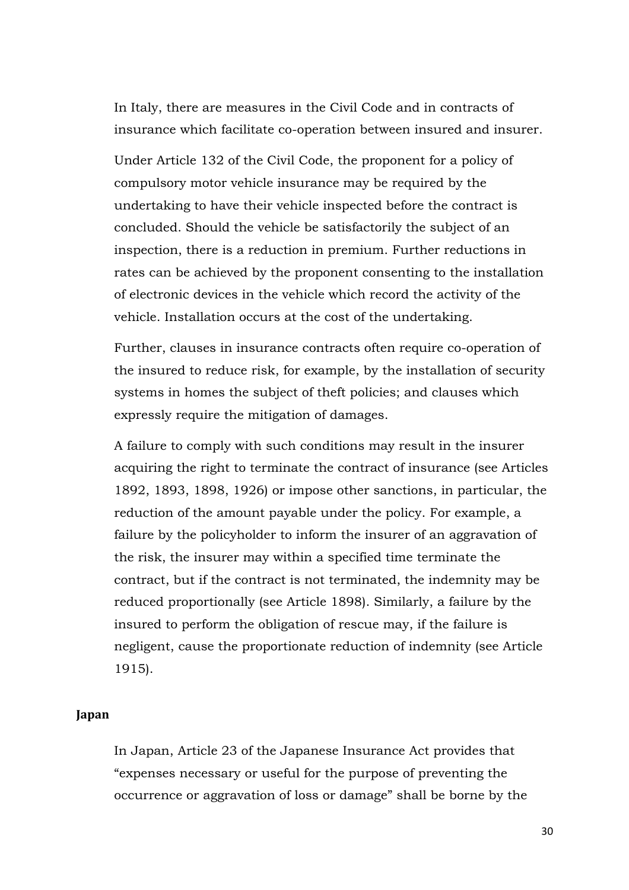In Italy, there are measures in the Civil Code and in contracts of insurance which facilitate co-operation between insured and insurer.

Under Article 132 of the Civil Code, the proponent for a policy of compulsory motor vehicle insurance may be required by the undertaking to have their vehicle inspected before the contract is concluded. Should the vehicle be satisfactorily the subject of an inspection, there is a reduction in premium. Further reductions in rates can be achieved by the proponent consenting to the installation of electronic devices in the vehicle which record the activity of the vehicle. Installation occurs at the cost of the undertaking.

Further, clauses in insurance contracts often require co-operation of the insured to reduce risk, for example, by the installation of security systems in homes the subject of theft policies; and clauses which expressly require the mitigation of damages.

A failure to comply with such conditions may result in the insurer acquiring the right to terminate the contract of insurance (see Articles 1892, 1893, 1898, 1926) or impose other sanctions, in particular, the reduction of the amount payable under the policy. For example, a failure by the policyholder to inform the insurer of an aggravation of the risk, the insurer may within a specified time terminate the contract, but if the contract is not terminated, the indemnity may be reduced proportionally (see Article 1898). Similarly, a failure by the insured to perform the obligation of rescue may, if the failure is negligent, cause the proportionate reduction of indemnity (see Article 1915).

**Japan**

In Japan, Article 23 of the Japanese Insurance Act provides that "expenses necessary or useful for the purpose of preventing the occurrence or aggravation of loss or damage" shall be borne by the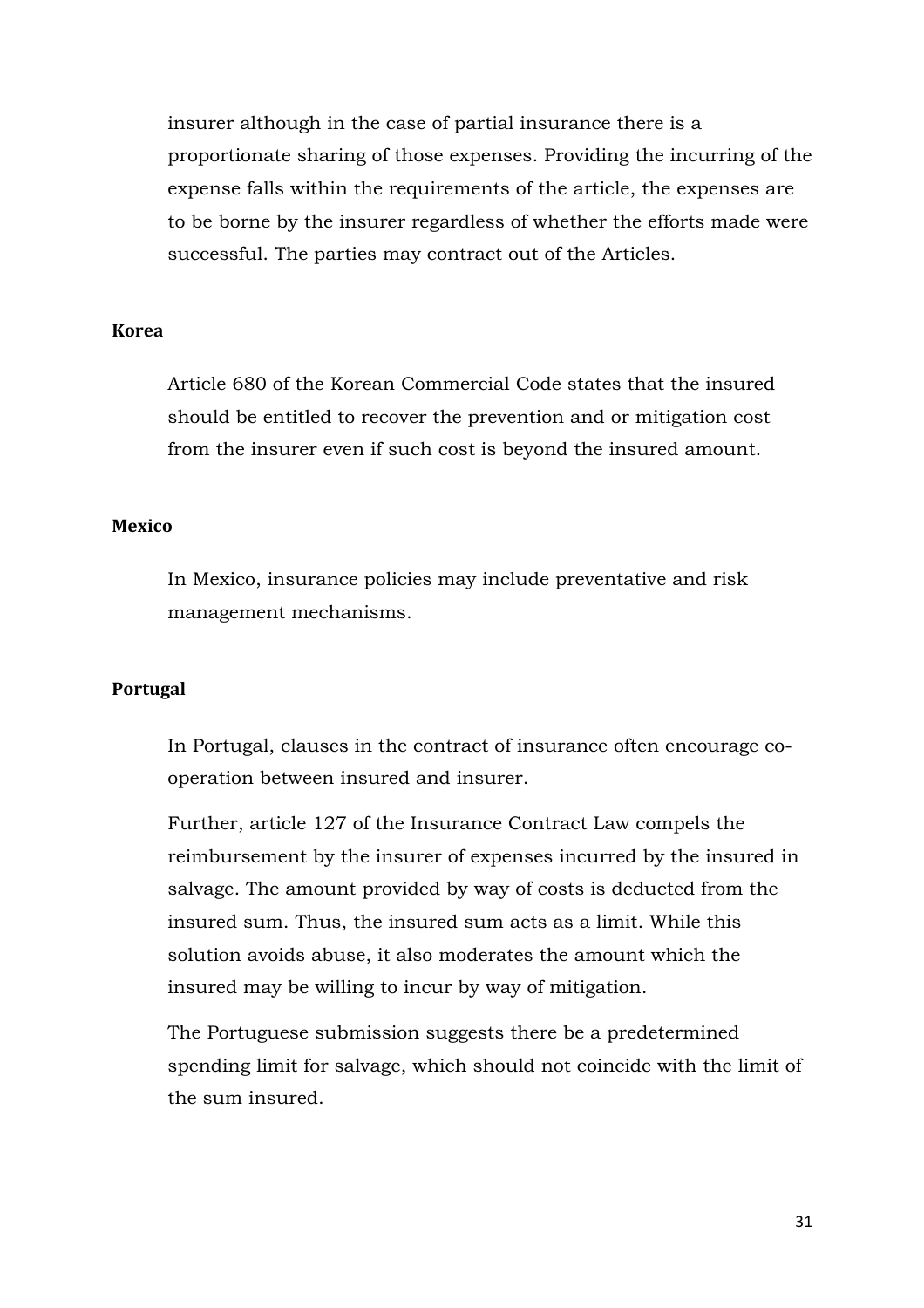insurer although in the case of partial insurance there is a proportionate sharing of those expenses. Providing the incurring of the expense falls within the requirements of the article, the expenses are to be borne by the insurer regardless of whether the efforts made were successful. The parties may contract out of the Articles.

**Korea**

Article 680 of the Korean Commercial Code states that the insured should be entitled to recover the prevention and or mitigation cost from the insurer even if such cost is beyond the insured amount.

**Mexico**

In Mexico, insurance policies may include preventative and risk management mechanisms.

**Portugal**

In Portugal, clauses in the contract of insurance often encourage co-operation between insured and insurer.

Further, article 127 of the Insurance Contract Law compels the reimbursement by the insurer of expenses incurred by the insured in salvage. The amount provided by way of costs is deducted from the insured sum. Thus, the insured sum acts as a limit. While this solution avoids abuse, it also moderates the amount which the insured may be willing to incur by way of mitigation.

The Portuguese submission suggests there be a predetermined spending limit for salvage, which should not coincide with the limit of the sum insured.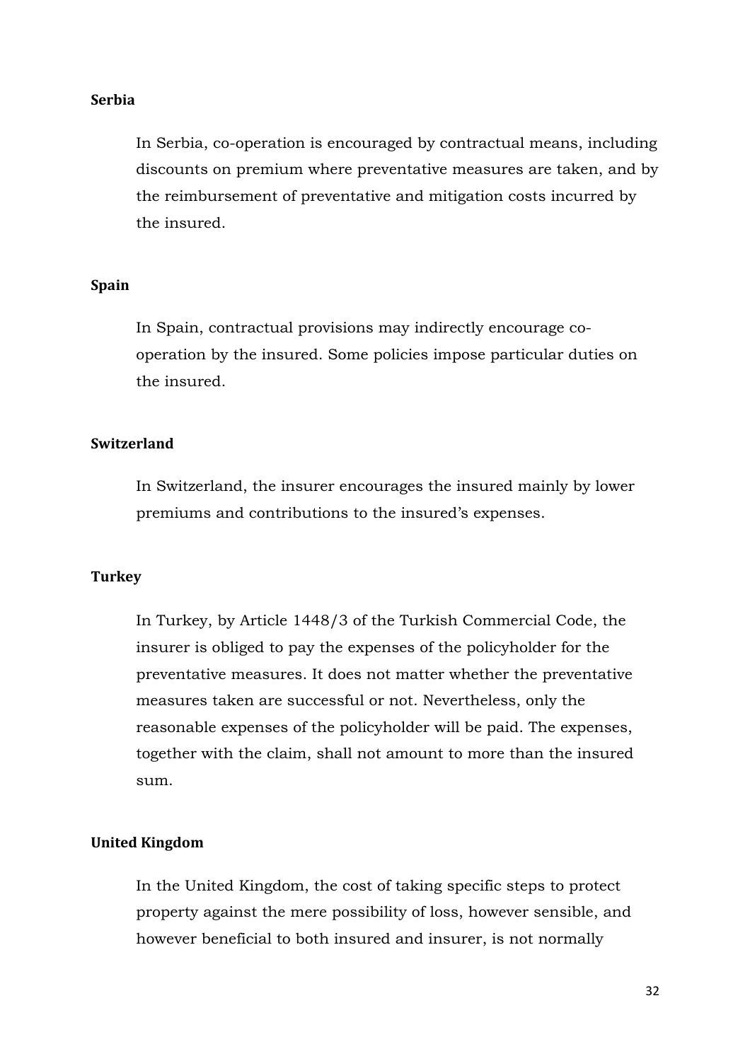**Serbia**

In Serbia, co-operation is encouraged by contractual means, including discounts on premium where preventative measures are taken, and by the reimbursement of preventative and mitigation costs incurred by the insured.

**Spain**

In Spain, contractual provisions may indirectly encourage co-operation by the insured. Some policies impose particular duties on the insured.

**Switzerland**

In Switzerland, the insurer encourages the insured mainly by lower premiums and contributions to the insured's expenses.

**Turkey**

In Turkey, by Article 1448/3 of the Turkish Commercial Code, the insurer is obliged to pay the expenses of the policyholder for the preventative measures. It does not matter whether the preventative measures taken are successful or not. Nevertheless, only the reasonable expenses of the policyholder will be paid. The expenses, together with the claim, shall not amount to more than the insured sum.

**United Kingdom**

In the United Kingdom, the cost of taking specific steps to protect property against the mere possibility of loss, however sensible, and however beneficial to both insured and insurer, is not normally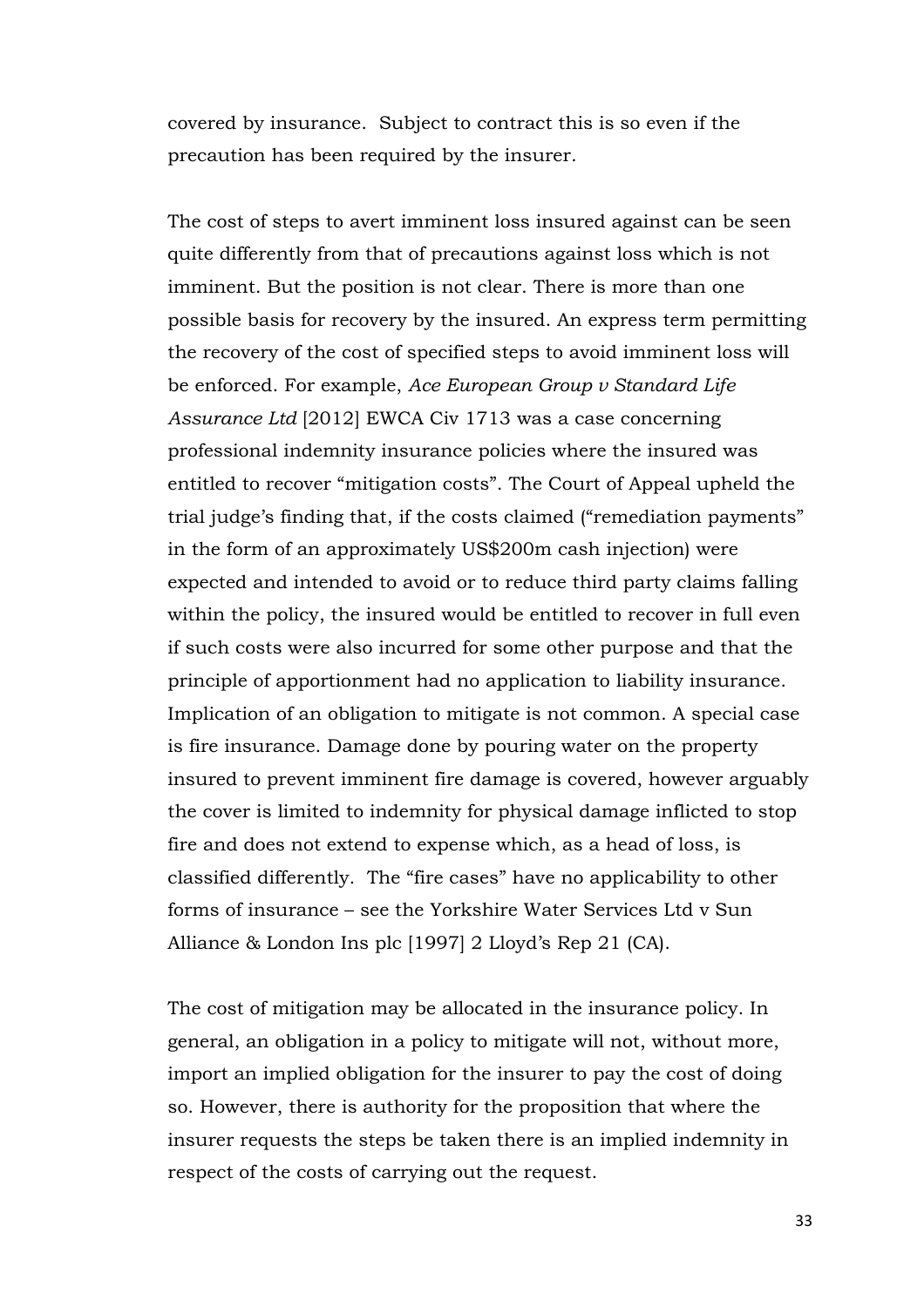covered by insurance. Subject to contract this is so even if the precaution has been required by the insurer.

The cost of steps to avert imminent loss insured against can be seen quite differently from that of precautions against loss which is not imminent. But the position is not clear. There is more than one possible basis for recovery by the insured. An express term permitting the recovery of the cost of specified steps to avoid imminent loss will be enforced. For example, *Ace European Group v Standard Life Assurance Ltd* [2012] EWCA Civ 1713 was a case concerning professional indemnity insurance policies where the insured was entitled to recover "mitigation costs". The Court of Appeal upheld the trial judge's finding that, if the costs claimed ("remediation payments" in the form of an approximately US$200m cash injection) were expected and intended to avoid or to reduce third party claims falling within the policy, the insured would be entitled to recover in full even if such costs were also incurred for some other purpose and that the principle of apportionment had no application to liability insurance. Implication of an obligation to mitigate is not common. A special case is fire insurance. Damage done by pouring water on the property insured to prevent imminent fire damage is covered, however arguably the cover is limited to indemnity for physical damage inflicted to stop fire and does not extend to expense which, as a head of loss, is classified differently. The "fire cases" have no applicability to other forms of insurance – see the Yorkshire Water Services Ltd v Sun Alliance & London Ins plc [1997] 2 Lloyd's Rep 21 (CA).

The cost of mitigation may be allocated in the insurance policy. In general, an obligation in a policy to mitigate will not, without more, import an implied obligation for the insurer to pay the cost of doing so. However, there is authority for the proposition that where the insurer requests the steps be taken there is an implied indemnity in respect of the costs of carrying out the request.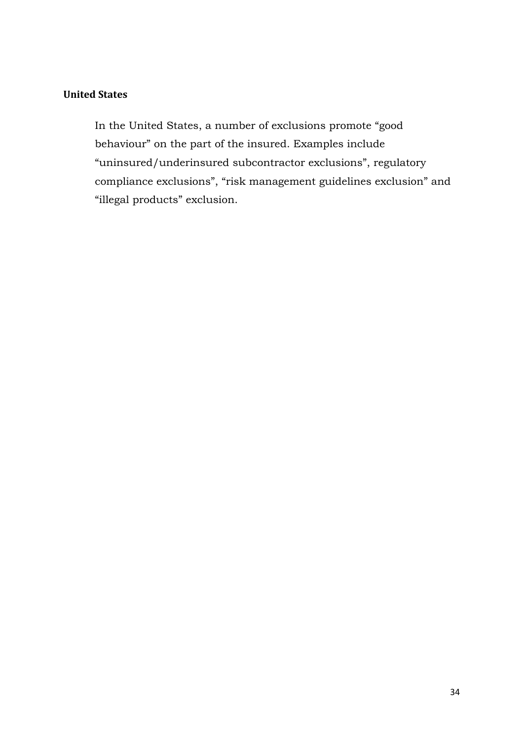**United States**

In the United States, a number of exclusions promote "good behaviour" on the part of the insured. Examples include "uninsured/underinsured subcontractor exclusions", regulatory compliance exclusions", "risk management guidelines exclusion" and "illegal products" exclusion.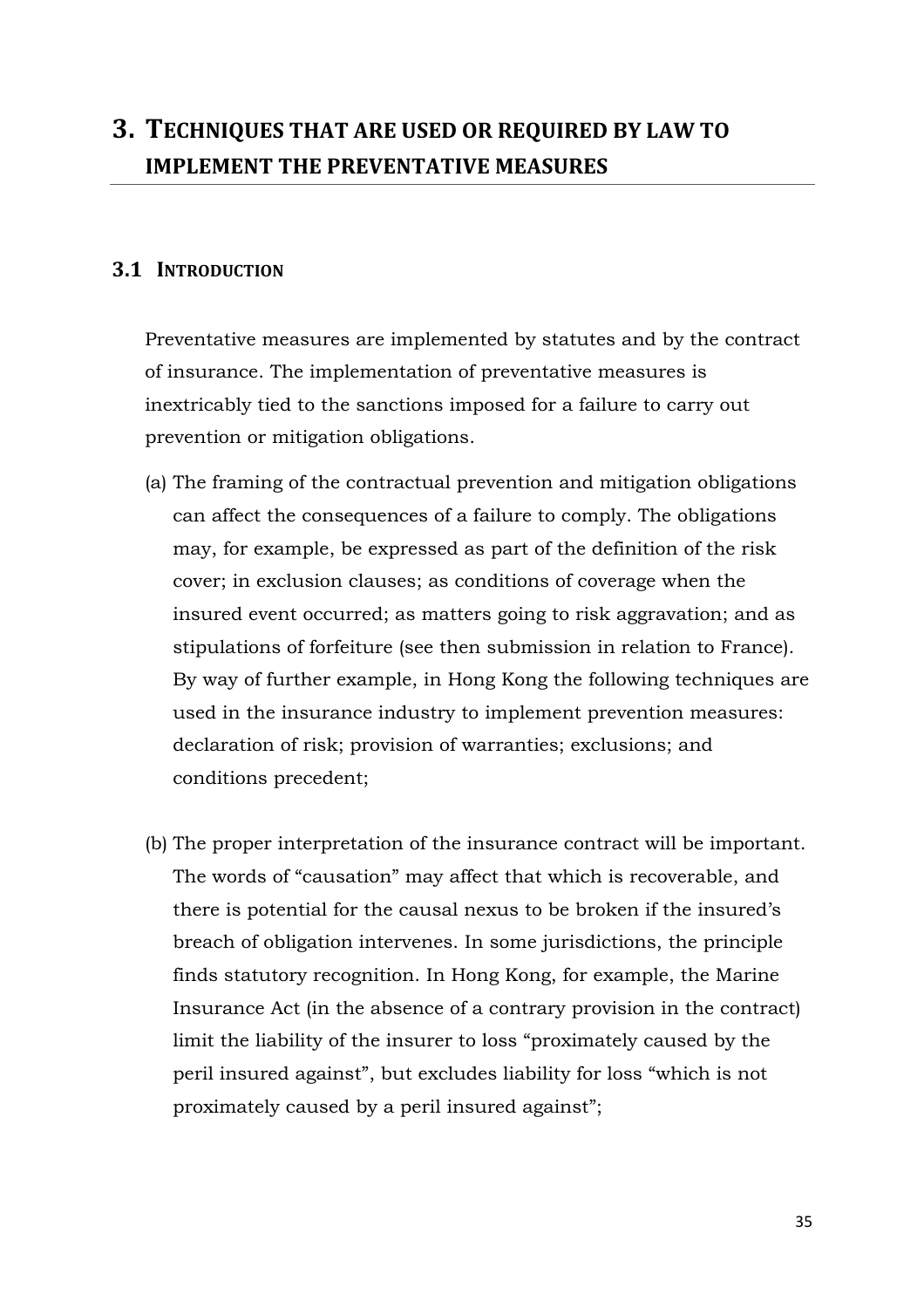# 3. Techniques that are used or required by law to implement the preventative measures

## 3.1 Introduction

Preventative measures are implemented by statutes and by the contract of insurance. The implementation of preventative measures is inextricably tied to the sanctions imposed for a failure to carry out prevention or mitigation obligations.

(a) The framing of the contractual prevention and mitigation obligations can affect the consequences of a failure to comply. The obligations may, for example, be expressed as part of the definition of the risk cover; in exclusion clauses; as conditions of coverage when the insured event occurred; as matters going to risk aggravation; and as stipulations of forfeiture (see then submission in relation to France). By way of further example, in Hong Kong the following techniques are used in the insurance industry to implement prevention measures: declaration of risk; provision of warranties; exclusions; and conditions precedent;

(b) The proper interpretation of the insurance contract will be important. The words of "causation" may affect that which is recoverable, and there is potential for the causal nexus to be broken if the insured's breach of obligation intervenes. In some jurisdictions, the principle finds statutory recognition. In Hong Kong, for example, the Marine Insurance Act (in the absence of a contrary provision in the contract) limit the liability of the insurer to loss "proximately caused by the peril insured against", but excludes liability for loss "which is not proximately caused by a peril insured against";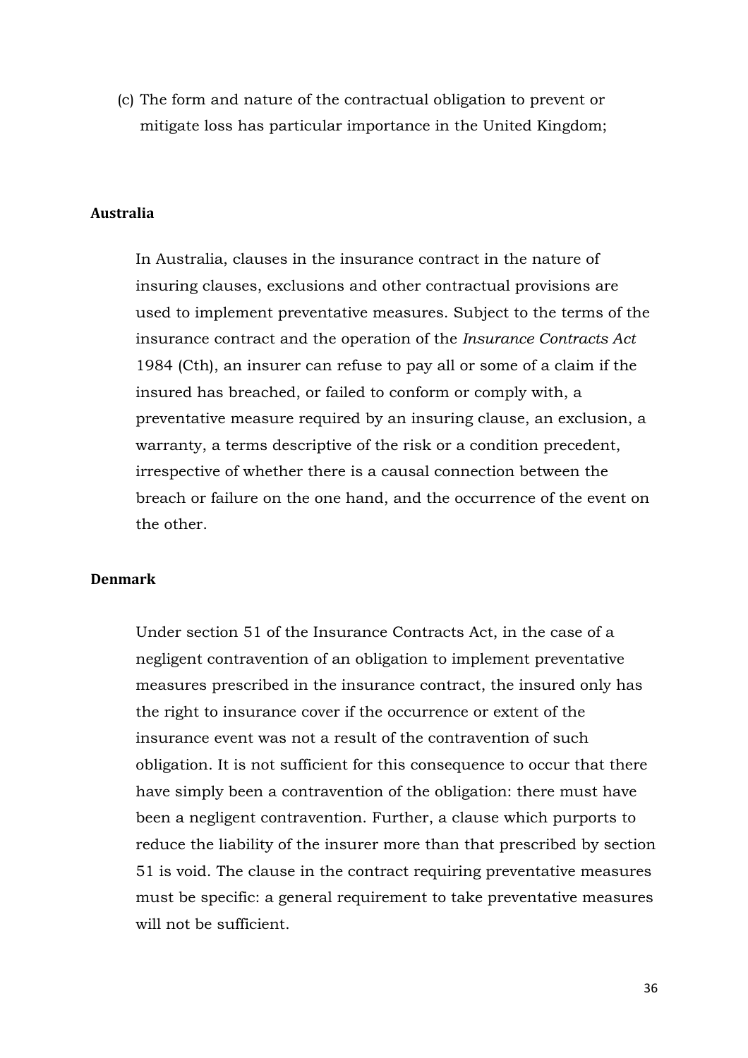(c) The form and nature of the contractual obligation to prevent or mitigate loss has particular importance in the United Kingdom;

**Australia**

In Australia, clauses in the insurance contract in the nature of insuring clauses, exclusions and other contractual provisions are used to implement preventative measures. Subject to the terms of the insurance contract and the operation of the *Insurance Contracts Act* 1984 (Cth), an insurer can refuse to pay all or some of a claim if the insured has breached, or failed to conform or comply with, a preventative measure required by an insuring clause, an exclusion, a warranty, a terms descriptive of the risk or a condition precedent, irrespective of whether there is a causal connection between the breach or failure on the one hand, and the occurrence of the event on the other.

**Denmark**

Under section 51 of the Insurance Contracts Act, in the case of a negligent contravention of an obligation to implement preventative measures prescribed in the insurance contract, the insured only has the right to insurance cover if the occurrence or extent of the insurance event was not a result of the contravention of such obligation. It is not sufficient for this consequence to occur that there have simply been a contravention of the obligation: there must have been a negligent contravention. Further, a clause which purports to reduce the liability of the insurer more than that prescribed by section 51 is void. The clause in the contract requiring preventative measures must be specific: a general requirement to take preventative measures will not be sufficient.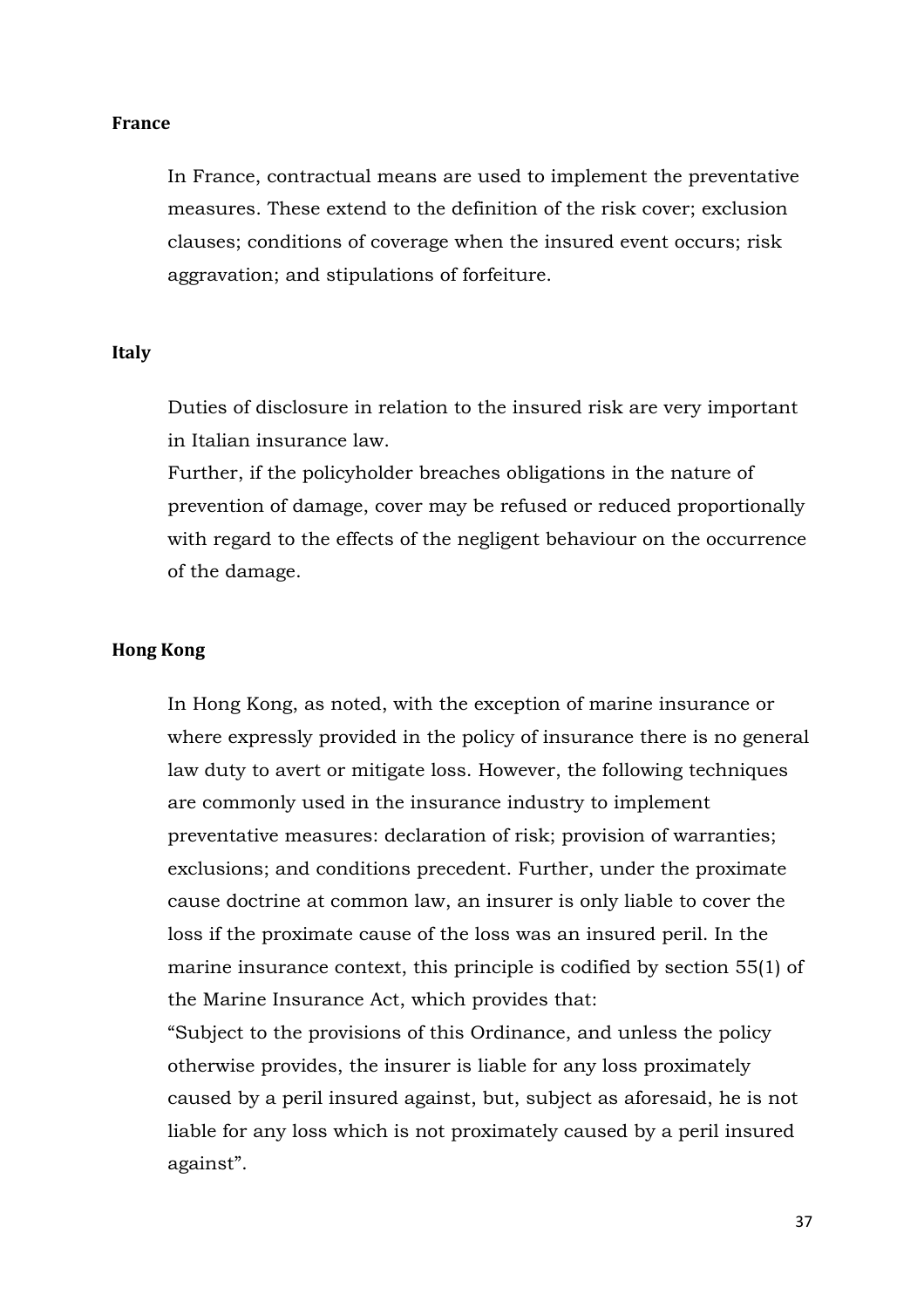**France**

In France, contractual means are used to implement the preventative measures. These extend to the definition of the risk cover; exclusion clauses; conditions of coverage when the insured event occurs; risk aggravation; and stipulations of forfeiture.

**Italy**

Duties of disclosure in relation to the insured risk are very important in Italian insurance law.

Further, if the policyholder breaches obligations in the nature of prevention of damage, cover may be refused or reduced proportionally with regard to the effects of the negligent behaviour on the occurrence of the damage.

**Hong Kong**

In Hong Kong, as noted, with the exception of marine insurance or where expressly provided in the policy of insurance there is no general law duty to avert or mitigate loss. However, the following techniques are commonly used in the insurance industry to implement preventative measures: declaration of risk; provision of warranties; exclusions; and conditions precedent. Further, under the proximate cause doctrine at common law, an insurer is only liable to cover the loss if the proximate cause of the loss was an insured peril. In the marine insurance context, this principle is codified by section 55(1) of the Marine Insurance Act, which provides that:

"Subject to the provisions of this Ordinance, and unless the policy otherwise provides, the insurer is liable for any loss proximately caused by a peril insured against, but, subject as aforesaid, he is not liable for any loss which is not proximately caused by a peril insured against".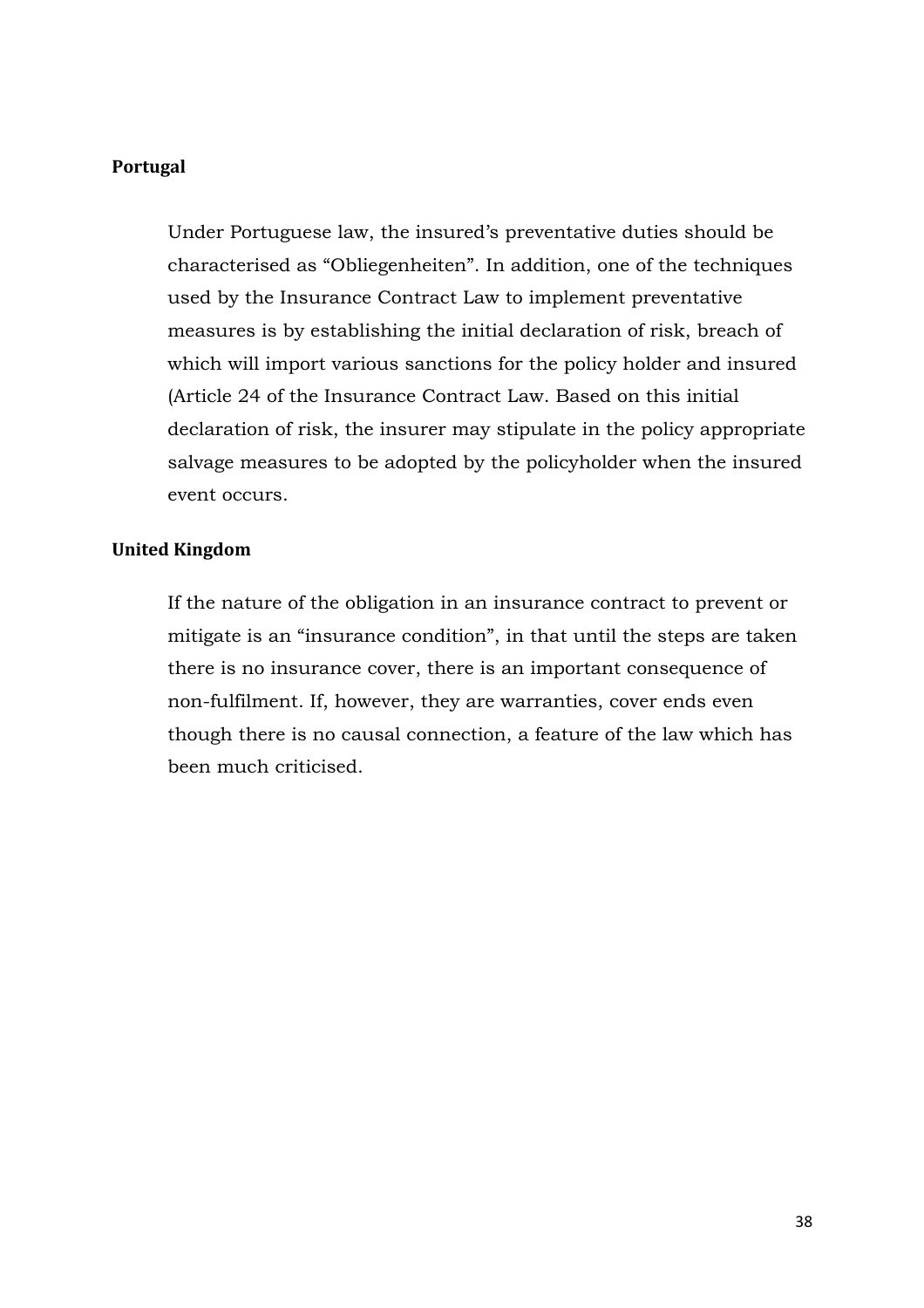**Portugal**

Under Portuguese law, the insured's preventative duties should be characterised as "Obliegenheiten". In addition, one of the techniques used by the Insurance Contract Law to implement preventative measures is by establishing the initial declaration of risk, breach of which will import various sanctions for the policy holder and insured (Article 24 of the Insurance Contract Law. Based on this initial declaration of risk, the insurer may stipulate in the policy appropriate salvage measures to be adopted by the policyholder when the insured event occurs.

**United Kingdom**

If the nature of the obligation in an insurance contract to prevent or mitigate is an "insurance condition", in that until the steps are taken there is no insurance cover, there is an important consequence of non-fulfilment. If, however, they are warranties, cover ends even though there is no causal connection, a feature of the law which has been much criticised.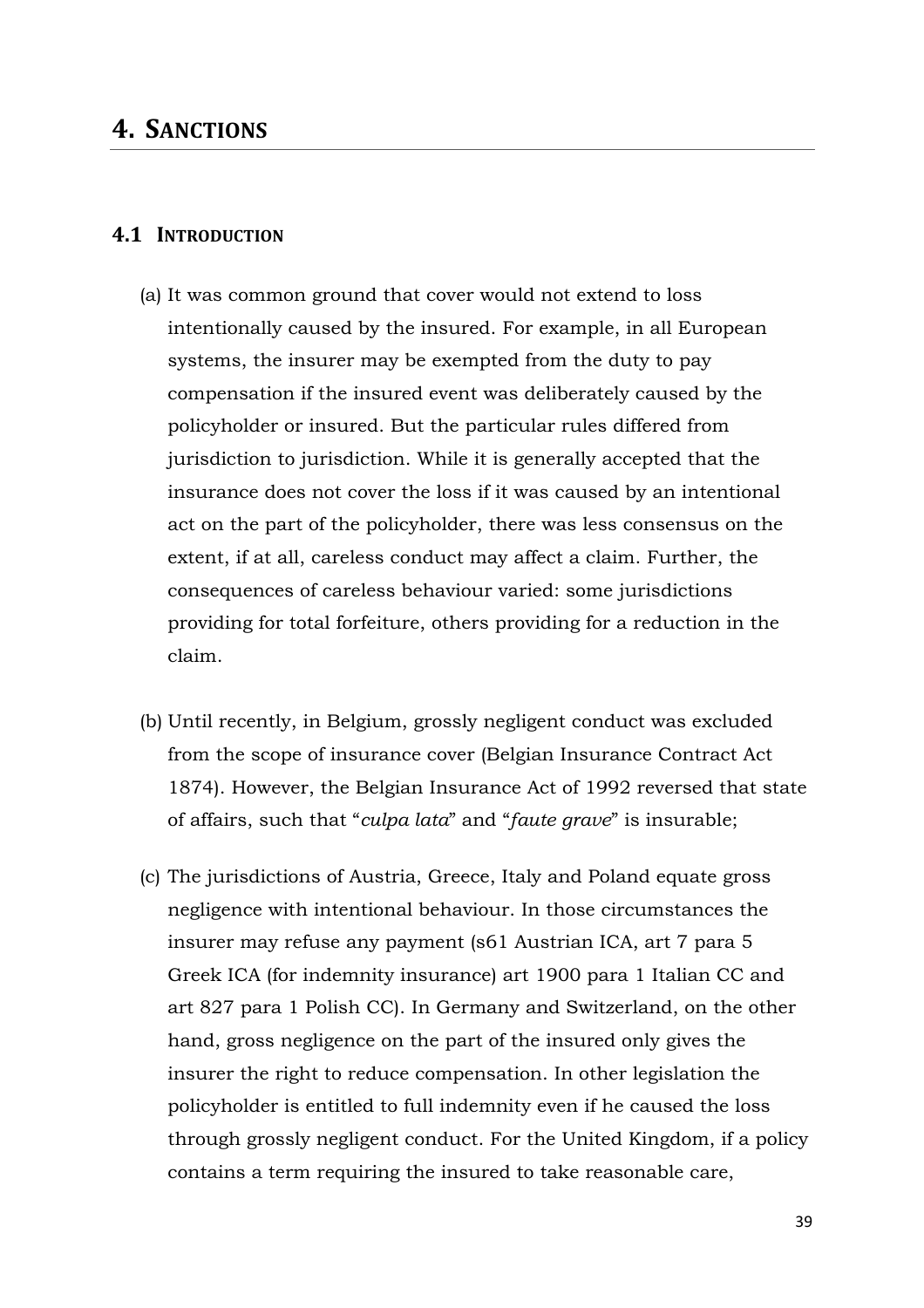# 4. Sanctions

## 4.1 Introduction

(a) It was common ground that cover would not extend to loss intentionally caused by the insured. For example, in all European systems, the insurer may be exempted from the duty to pay compensation if the insured event was deliberately caused by the policyholder or insured. But the particular rules differed from jurisdiction to jurisdiction. While it is generally accepted that the insurance does not cover the loss if it was caused by an intentional act on the part of the policyholder, there was less consensus on the extent, if at all, careless conduct may affect a claim. Further, the consequences of careless behaviour varied: some jurisdictions providing for total forfeiture, others providing for a reduction in the claim.

(b) Until recently, in Belgium, grossly negligent conduct was excluded from the scope of insurance cover (Belgian Insurance Contract Act 1874). However, the Belgian Insurance Act of 1992 reversed that state of affairs, such that "*culpa lata*" and "*faute grave*" is insurable;

(c) The jurisdictions of Austria, Greece, Italy and Poland equate gross negligence with intentional behaviour. In those circumstances the insurer may refuse any payment (s61 Austrian ICA, art 7 para 5 Greek ICA (for indemnity insurance) art 1900 para 1 Italian CC and art 827 para 1 Polish CC). In Germany and Switzerland, on the other hand, gross negligence on the part of the insured only gives the insurer the right to reduce compensation. In other legislation the policyholder is entitled to full indemnity even if he caused the loss through grossly negligent conduct. For the United Kingdom, if a policy contains a term requiring the insured to take reasonable care,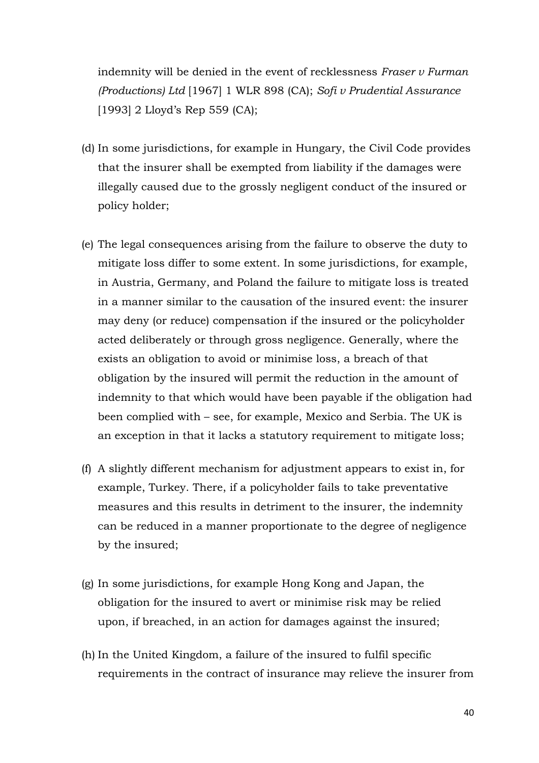indemnity will be denied in the event of recklessness *Fraser v Furman (Productions) Ltd* [1967] 1 WLR 898 (CA); *Sofi v Prudential Assurance* [1993] 2 Lloyd's Rep 559 (CA);

(d) In some jurisdictions, for example in Hungary, the Civil Code provides that the insurer shall be exempted from liability if the damages were illegally caused due to the grossly negligent conduct of the insured or policy holder;

(e) The legal consequences arising from the failure to observe the duty to mitigate loss differ to some extent. In some jurisdictions, for example, in Austria, Germany, and Poland the failure to mitigate loss is treated in a manner similar to the causation of the insured event: the insurer may deny (or reduce) compensation if the insured or the policyholder acted deliberately or through gross negligence. Generally, where the exists an obligation to avoid or minimise loss, a breach of that obligation by the insured will permit the reduction in the amount of indemnity to that which would have been payable if the obligation had been complied with – see, for example, Mexico and Serbia. The UK is an exception in that it lacks a statutory requirement to mitigate loss;

(f) A slightly different mechanism for adjustment appears to exist in, for example, Turkey. There, if a policyholder fails to take preventative measures and this results in detriment to the insurer, the indemnity can be reduced in a manner proportionate to the degree of negligence by the insured;

(g) In some jurisdictions, for example Hong Kong and Japan, the obligation for the insured to avert or minimise risk may be relied upon, if breached, in an action for damages against the insured;

(h) In the United Kingdom, a failure of the insured to fulfil specific requirements in the contract of insurance may relieve the insurer from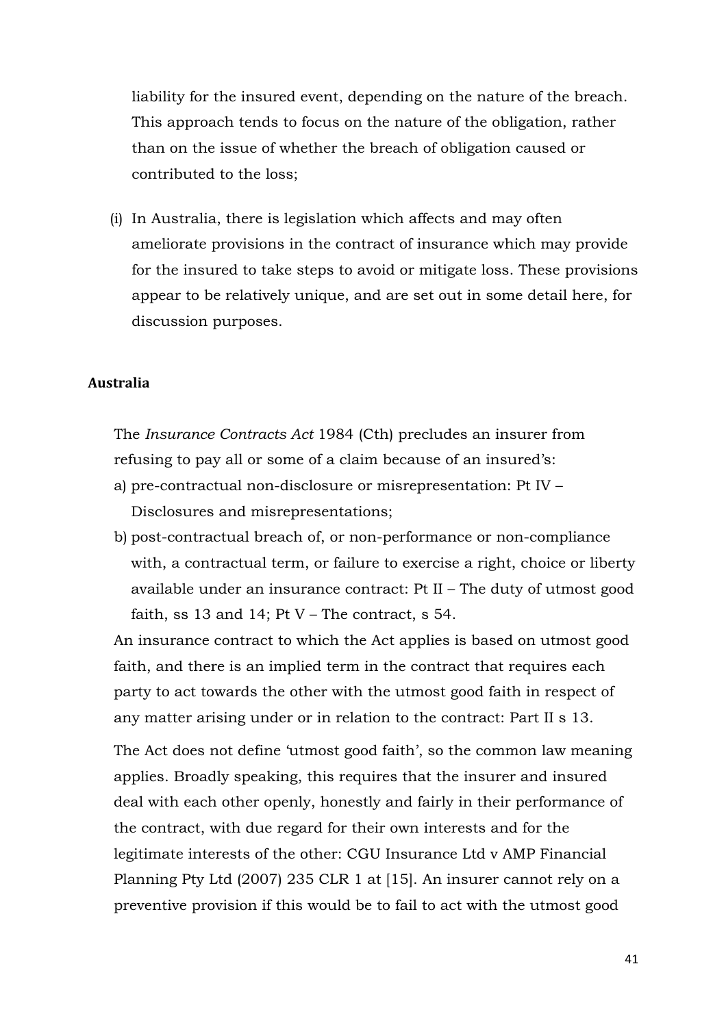liability for the insured event, depending on the nature of the breach. This approach tends to focus on the nature of the obligation, rather than on the issue of whether the breach of obligation caused or contributed to the loss;

(i) In Australia, there is legislation which affects and may often ameliorate provisions in the contract of insurance which may provide for the insured to take steps to avoid or mitigate loss. These provisions appear to be relatively unique, and are set out in some detail here, for discussion purposes.

**Australia**

The *Insurance Contracts Act* 1984 (Cth) precludes an insurer from refusing to pay all or some of a claim because of an insured's:

a) pre-contractual non-disclosure or misrepresentation: Pt IV – Disclosures and misrepresentations;
b) post-contractual breach of, or non-performance or non-compliance with, a contractual term, or failure to exercise a right, choice or liberty available under an insurance contract: Pt II – The duty of utmost good faith, ss 13 and 14; Pt V – The contract, s 54.

An insurance contract to which the Act applies is based on utmost good faith, and there is an implied term in the contract that requires each party to act towards the other with the utmost good faith in respect of any matter arising under or in relation to the contract: Part II s 13.

The Act does not define 'utmost good faith', so the common law meaning applies. Broadly speaking, this requires that the insurer and insured deal with each other openly, honestly and fairly in their performance of the contract, with due regard for their own interests and for the legitimate interests of the other: CGU Insurance Ltd v AMP Financial Planning Pty Ltd (2007) 235 CLR 1 at [15]. An insurer cannot rely on a preventive provision if this would be to fail to act with the utmost good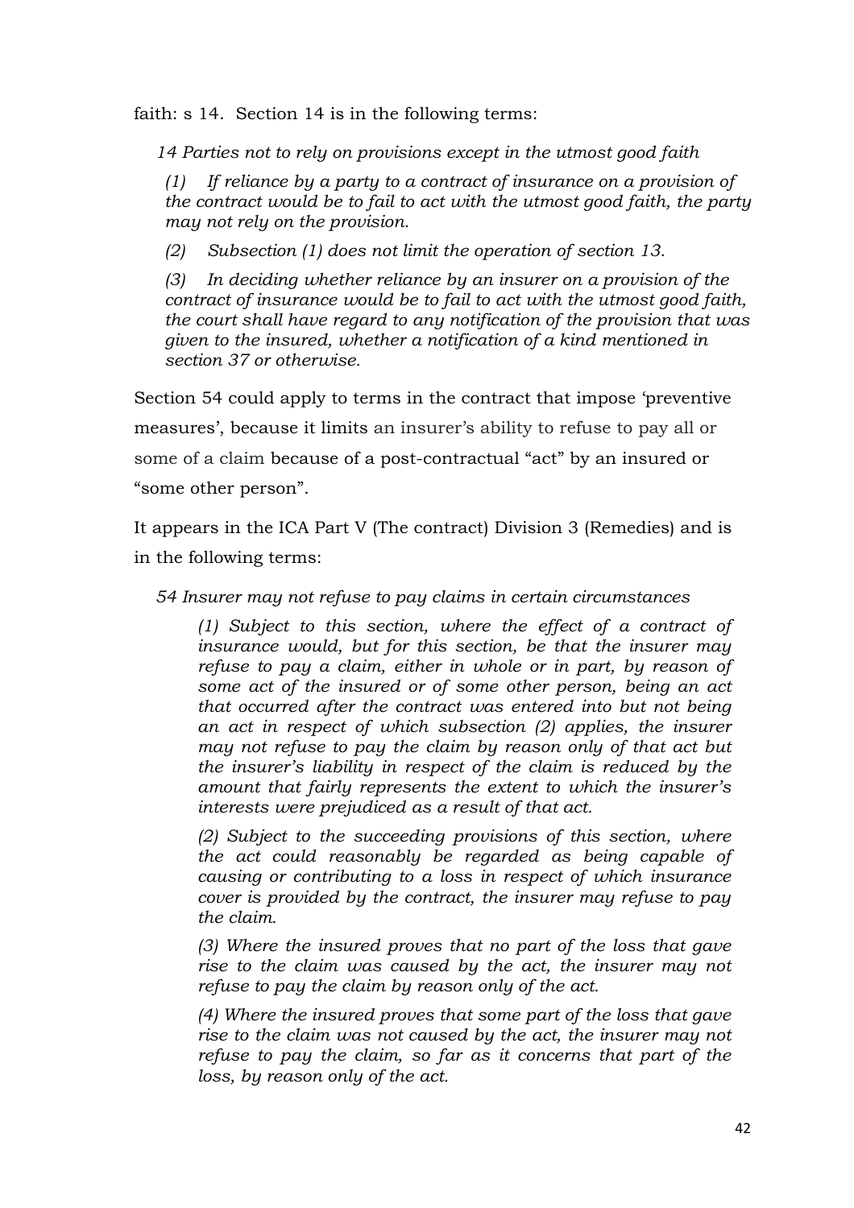faith: s 14. Section 14 is in the following terms:

> *14 Parties not to rely on provisions except in the utmost good faith*
>
> *(1) If reliance by a party to a contract of insurance on a provision of the contract would be to fail to act with the utmost good faith, the party may not rely on the provision.*
>
> *(2) Subsection (1) does not limit the operation of section 13.*
>
> *(3) In deciding whether reliance by an insurer on a provision of the contract of insurance would be to fail to act with the utmost good faith, the court shall have regard to any notification of the provision that was given to the insured, whether a notification of a kind mentioned in section 37 or otherwise.*

Section 54 could apply to terms in the contract that impose 'preventive measures', because it limits an insurer's ability to refuse to pay all or some of a claim because of a post-contractual "act" by an insured or "some other person".

It appears in the ICA Part V (The contract) Division 3 (Remedies) and is in the following terms:

> *54 Insurer may not refuse to pay claims in certain circumstances*
>
> > *(1) Subject to this section, where the effect of a contract of insurance would, but for this section, be that the insurer may refuse to pay a claim, either in whole or in part, by reason of some act of the insured or of some other person, being an act that occurred after the contract was entered into but not being an act in respect of which subsection (2) applies, the insurer may not refuse to pay the claim by reason only of that act but the insurer's liability in respect of the claim is reduced by the amount that fairly represents the extent to which the insurer's interests were prejudiced as a result of that act.*
> >
> > *(2) Subject to the succeeding provisions of this section, where the act could reasonably be regarded as being capable of causing or contributing to a loss in respect of which insurance cover is provided by the contract, the insurer may refuse to pay the claim.*
> >
> > *(3) Where the insured proves that no part of the loss that gave rise to the claim was caused by the act, the insurer may not refuse to pay the claim by reason only of the act.*
> >
> > *(4) Where the insured proves that some part of the loss that gave rise to the claim was not caused by the act, the insurer may not refuse to pay the claim, so far as it concerns that part of the loss, by reason only of the act.*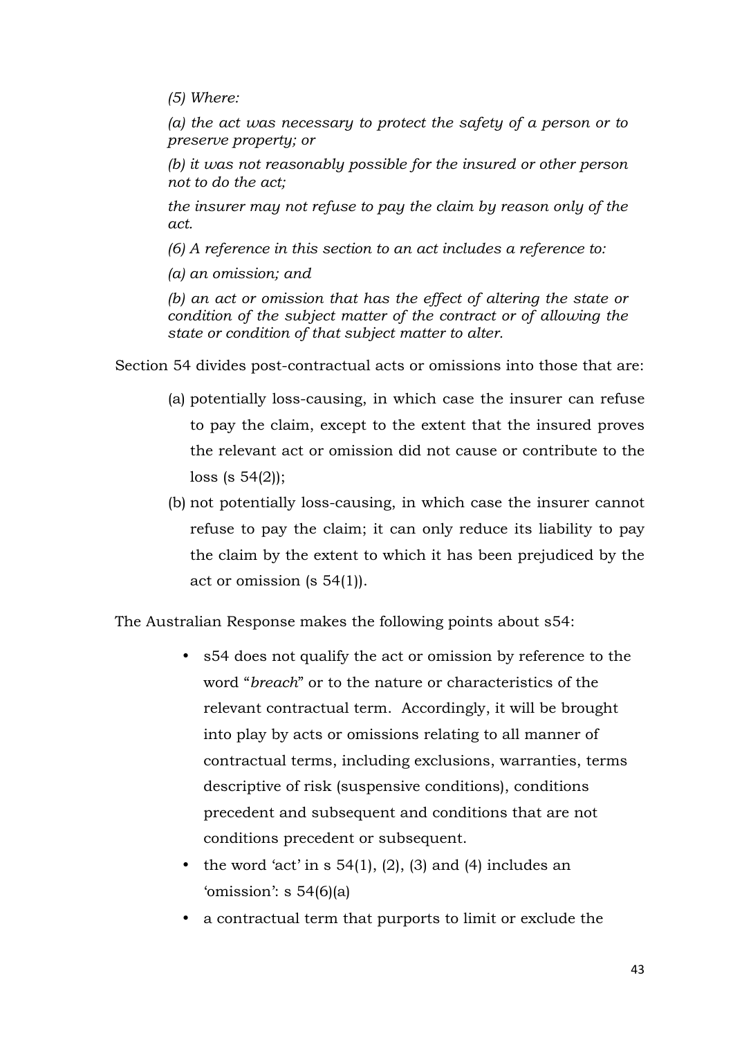*(5) Where:*

*(a) the act was necessary to protect the safety of a person or to preserve property; or*

*(b) it was not reasonably possible for the insured or other person not to do the act;*

*the insurer may not refuse to pay the claim by reason only of the act.*

*(6) A reference in this section to an act includes a reference to:*

*(a) an omission; and*

*(b) an act or omission that has the effect of altering the state or condition of the subject matter of the contract or of allowing the state or condition of that subject matter to alter.*

Section 54 divides post-contractual acts or omissions into those that are:

(a) potentially loss-causing, in which case the insurer can refuse to pay the claim, except to the extent that the insured proves the relevant act or omission did not cause or contribute to the loss (s 54(2));

(b) not potentially loss-causing, in which case the insurer cannot refuse to pay the claim; it can only reduce its liability to pay the claim by the extent to which it has been prejudiced by the act or omission (s 54(1)).

The Australian Response makes the following points about s54:

- s54 does not qualify the act or omission by reference to the word "*breach*" or to the nature or characteristics of the relevant contractual term. Accordingly, it will be brought into play by acts or omissions relating to all manner of contractual terms, including exclusions, warranties, terms descriptive of risk (suspensive conditions), conditions precedent and subsequent and conditions that are not conditions precedent or subsequent.
- the word 'act' in s 54(1), (2), (3) and (4) includes an 'omission': s 54(6)(a)
- a contractual term that purports to limit or exclude the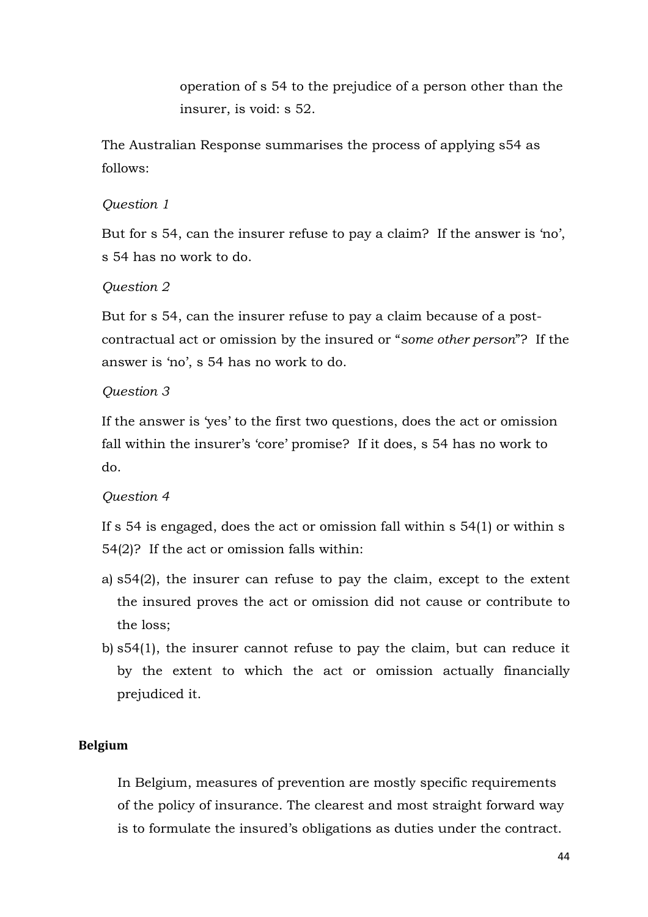operation of s 54 to the prejudice of a person other than the insurer, is void: s 52.

The Australian Response summarises the process of applying s54 as follows:

*Question 1*

But for s 54, can the insurer refuse to pay a claim? If the answer is 'no', s 54 has no work to do.

*Question 2*

But for s 54, can the insurer refuse to pay a claim because of a post-contractual act or omission by the insured or "*some other person*"? If the answer is 'no', s 54 has no work to do.

*Question 3*

If the answer is 'yes' to the first two questions, does the act or omission fall within the insurer's 'core' promise? If it does, s 54 has no work to do.

*Question 4*

If s 54 is engaged, does the act or omission fall within s 54(1) or within s 54(2)? If the act or omission falls within:

a) s54(2), the insurer can refuse to pay the claim, except to the extent the insured proves the act or omission did not cause or contribute to the loss;
b) s54(1), the insurer cannot refuse to pay the claim, but can reduce it by the extent to which the act or omission actually financially prejudiced it.

**Belgium**

In Belgium, measures of prevention are mostly specific requirements of the policy of insurance. The clearest and most straight forward way is to formulate the insured's obligations as duties under the contract.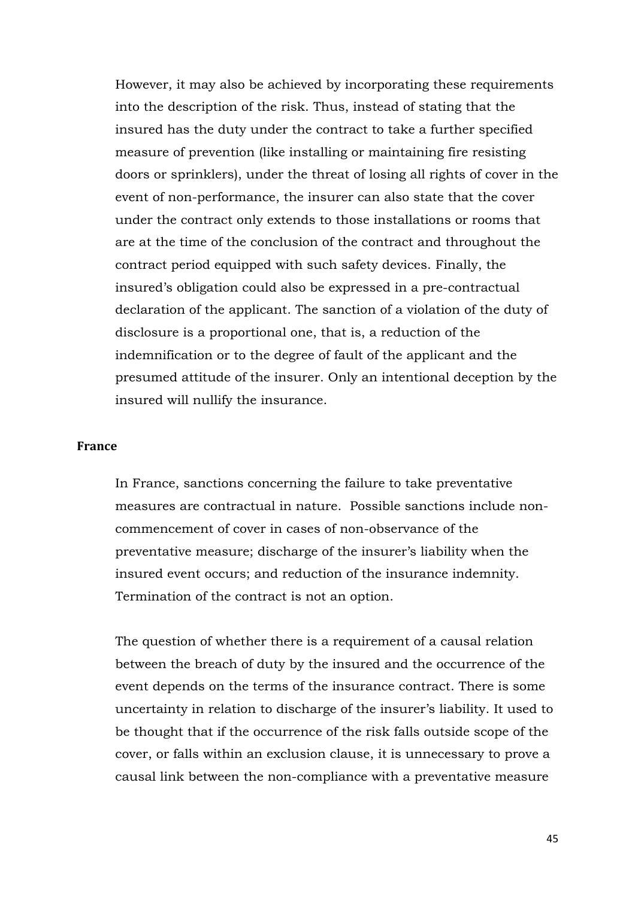However, it may also be achieved by incorporating these requirements into the description of the risk. Thus, instead of stating that the insured has the duty under the contract to take a further specified measure of prevention (like installing or maintaining fire resisting doors or sprinklers), under the threat of losing all rights of cover in the event of non-performance, the insurer can also state that the cover under the contract only extends to those installations or rooms that are at the time of the conclusion of the contract and throughout the contract period equipped with such safety devices. Finally, the insured's obligation could also be expressed in a pre-contractual declaration of the applicant. The sanction of a violation of the duty of disclosure is a proportional one, that is, a reduction of the indemnification or to the degree of fault of the applicant and the presumed attitude of the insurer. Only an intentional deception by the insured will nullify the insurance.

**France**

In France, sanctions concerning the failure to take preventative measures are contractual in nature. Possible sanctions include non-commencement of cover in cases of non-observance of the preventative measure; discharge of the insurer's liability when the insured event occurs; and reduction of the insurance indemnity. Termination of the contract is not an option.

The question of whether there is a requirement of a causal relation between the breach of duty by the insured and the occurrence of the event depends on the terms of the insurance contract. There is some uncertainty in relation to discharge of the insurer's liability. It used to be thought that if the occurrence of the risk falls outside scope of the cover, or falls within an exclusion clause, it is unnecessary to prove a causal link between the non-compliance with a preventative measure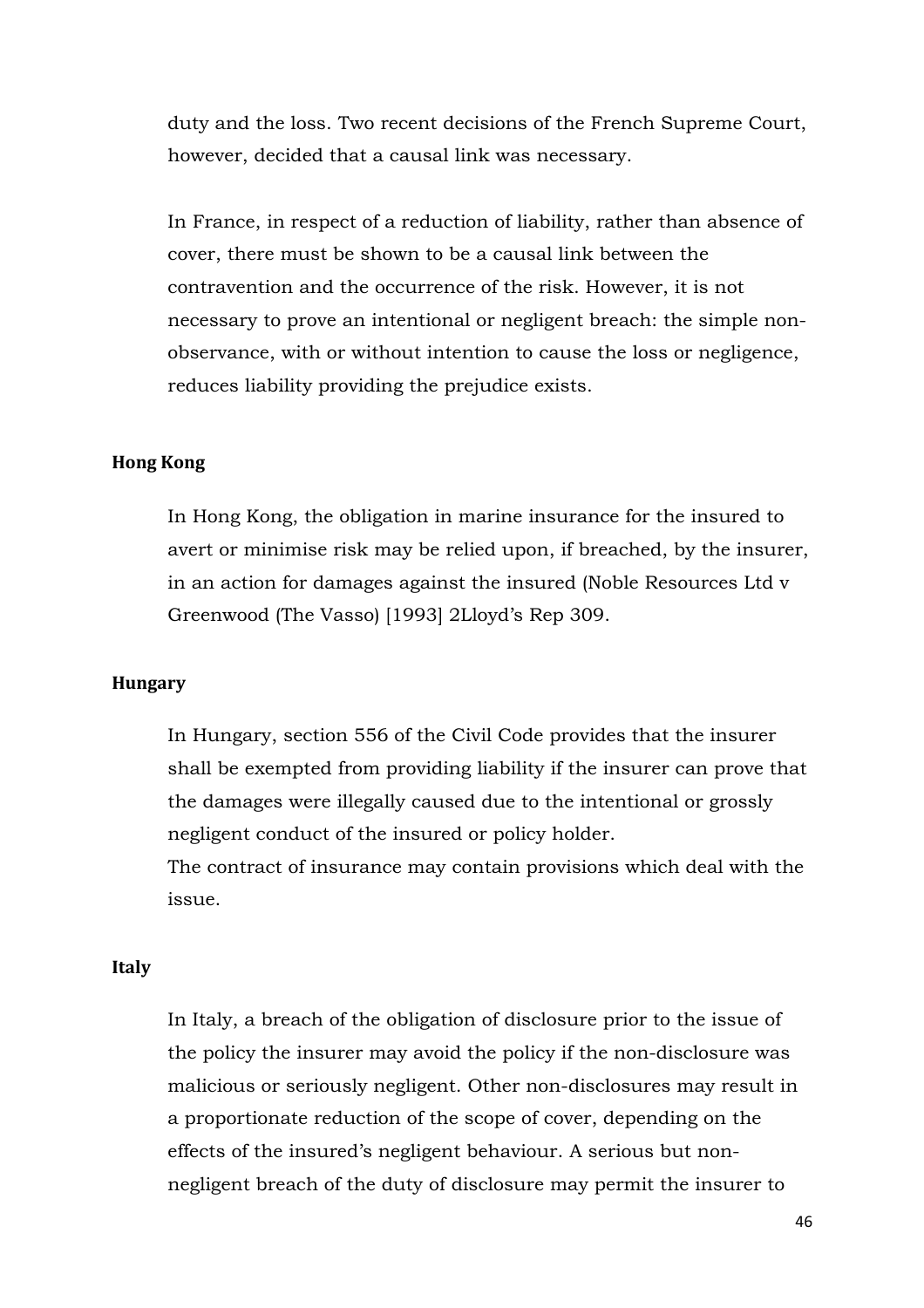duty and the loss. Two recent decisions of the French Supreme Court, however, decided that a causal link was necessary.

In France, in respect of a reduction of liability, rather than absence of cover, there must be shown to be a causal link between the contravention and the occurrence of the risk. However, it is not necessary to prove an intentional or negligent breach: the simple non-observance, with or without intention to cause the loss or negligence, reduces liability providing the prejudice exists.

**Hong Kong**

In Hong Kong, the obligation in marine insurance for the insured to avert or minimise risk may be relied upon, if breached, by the insurer, in an action for damages against the insured (Noble Resources Ltd v Greenwood (The Vasso) [1993] 2Lloyd's Rep 309.

**Hungary**

In Hungary, section 556 of the Civil Code provides that the insurer shall be exempted from providing liability if the insurer can prove that the damages were illegally caused due to the intentional or grossly negligent conduct of the insured or policy holder.
The contract of insurance may contain provisions which deal with the issue.

**Italy**

In Italy, a breach of the obligation of disclosure prior to the issue of the policy the insurer may avoid the policy if the non-disclosure was malicious or seriously negligent. Other non-disclosures may result in a proportionate reduction of the scope of cover, depending on the effects of the insured's negligent behaviour. A serious but non-negligent breach of the duty of disclosure may permit the insurer to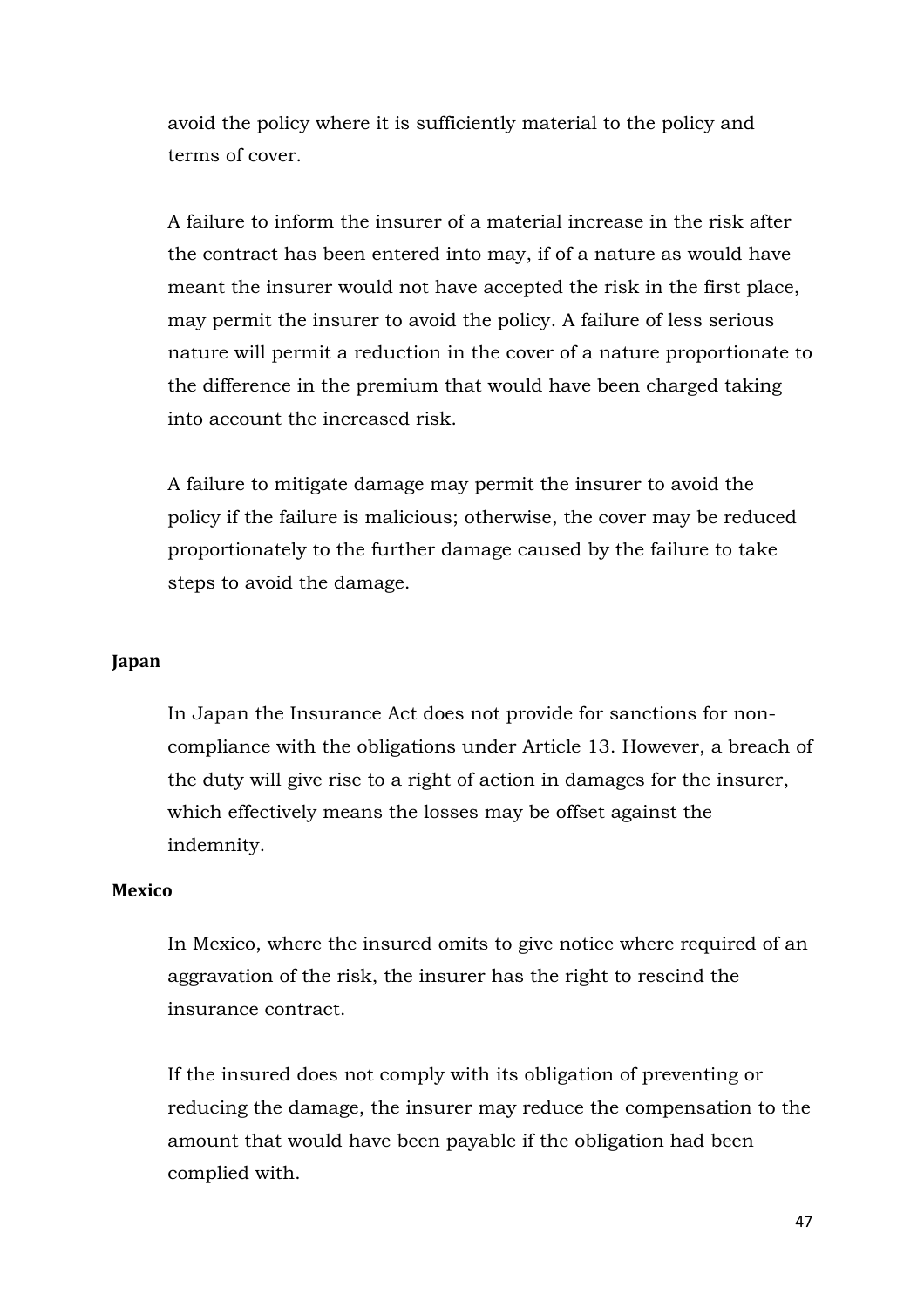avoid the policy where it is sufficiently material to the policy and terms of cover.

A failure to inform the insurer of a material increase in the risk after the contract has been entered into may, if of a nature as would have meant the insurer would not have accepted the risk in the first place, may permit the insurer to avoid the policy. A failure of less serious nature will permit a reduction in the cover of a nature proportionate to the difference in the premium that would have been charged taking into account the increased risk.

A failure to mitigate damage may permit the insurer to avoid the policy if the failure is malicious; otherwise, the cover may be reduced proportionately to the further damage caused by the failure to take steps to avoid the damage.

**Japan**

In Japan the Insurance Act does not provide for sanctions for non-compliance with the obligations under Article 13. However, a breach of the duty will give rise to a right of action in damages for the insurer, which effectively means the losses may be offset against the indemnity.

**Mexico**

In Mexico, where the insured omits to give notice where required of an aggravation of the risk, the insurer has the right to rescind the insurance contract.

If the insured does not comply with its obligation of preventing or reducing the damage, the insurer may reduce the compensation to the amount that would have been payable if the obligation had been complied with.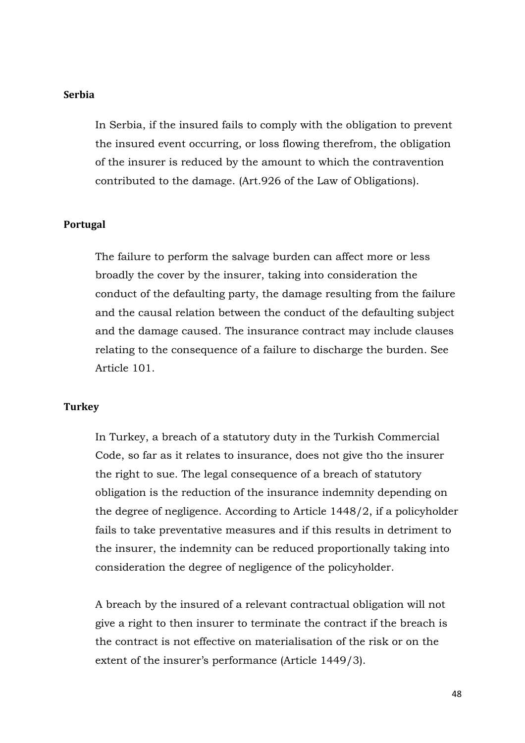**Serbia**

In Serbia, if the insured fails to comply with the obligation to prevent the insured event occurring, or loss flowing therefrom, the obligation of the insurer is reduced by the amount to which the contravention contributed to the damage. (Art.926 of the Law of Obligations).

**Portugal**

The failure to perform the salvage burden can affect more or less broadly the cover by the insurer, taking into consideration the conduct of the defaulting party, the damage resulting from the failure and the causal relation between the conduct of the defaulting subject and the damage caused. The insurance contract may include clauses relating to the consequence of a failure to discharge the burden. See Article 101.

**Turkey**

In Turkey, a breach of a statutory duty in the Turkish Commercial Code, so far as it relates to insurance, does not give tho the insurer the right to sue. The legal consequence of a breach of statutory obligation is the reduction of the insurance indemnity depending on the degree of negligence. According to Article 1448/2, if a policyholder fails to take preventative measures and if this results in detriment to the insurer, the indemnity can be reduced proportionally taking into consideration the degree of negligence of the policyholder.

A breach by the insured of a relevant contractual obligation will not give a right to then insurer to terminate the contract if the breach is the contract is not effective on materialisation of the risk or on the extent of the insurer's performance (Article 1449/3).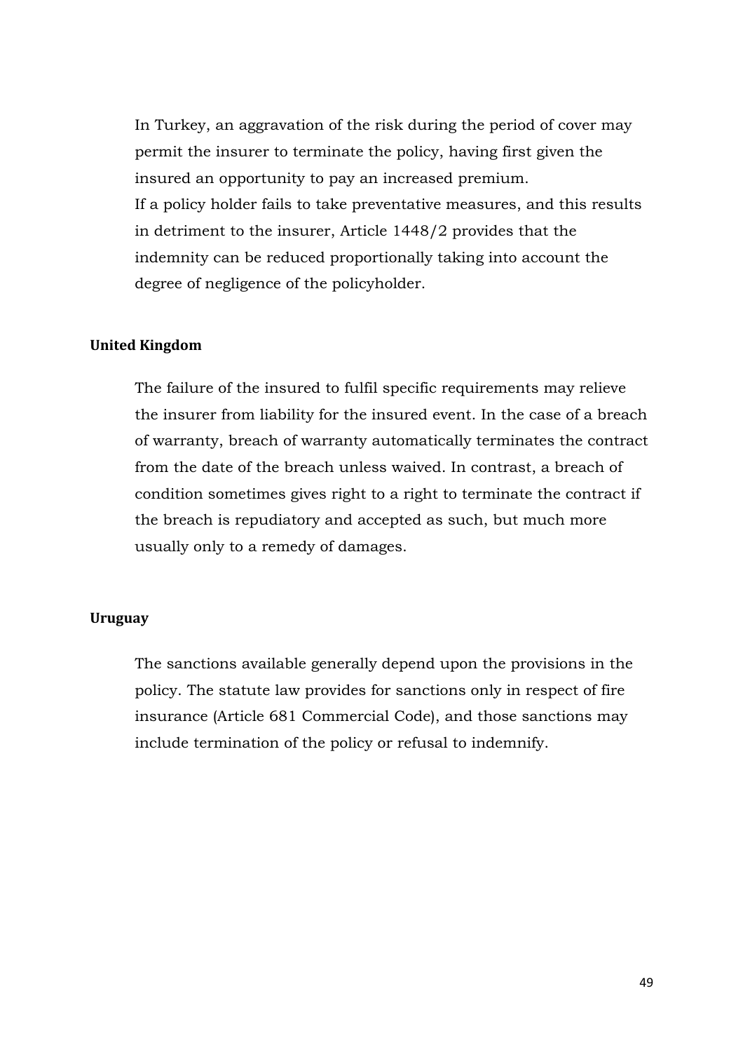In Turkey, an aggravation of the risk during the period of cover may permit the insurer to terminate the policy, having first given the insured an opportunity to pay an increased premium.
If a policy holder fails to take preventative measures, and this results in detriment to the insurer, Article 1448/2 provides that the indemnity can be reduced proportionally taking into account the degree of negligence of the policyholder.

### United Kingdom

The failure of the insured to fulfil specific requirements may relieve the insurer from liability for the insured event. In the case of a breach of warranty, breach of warranty automatically terminates the contract from the date of the breach unless waived. In contrast, a breach of condition sometimes gives right to a right to terminate the contract if the breach is repudiatory and accepted as such, but much more usually only to a remedy of damages.

### Uruguay

The sanctions available generally depend upon the provisions in the policy. The statute law provides for sanctions only in respect of fire insurance (Article 681 Commercial Code), and those sanctions may include termination of the policy or refusal to indemnify.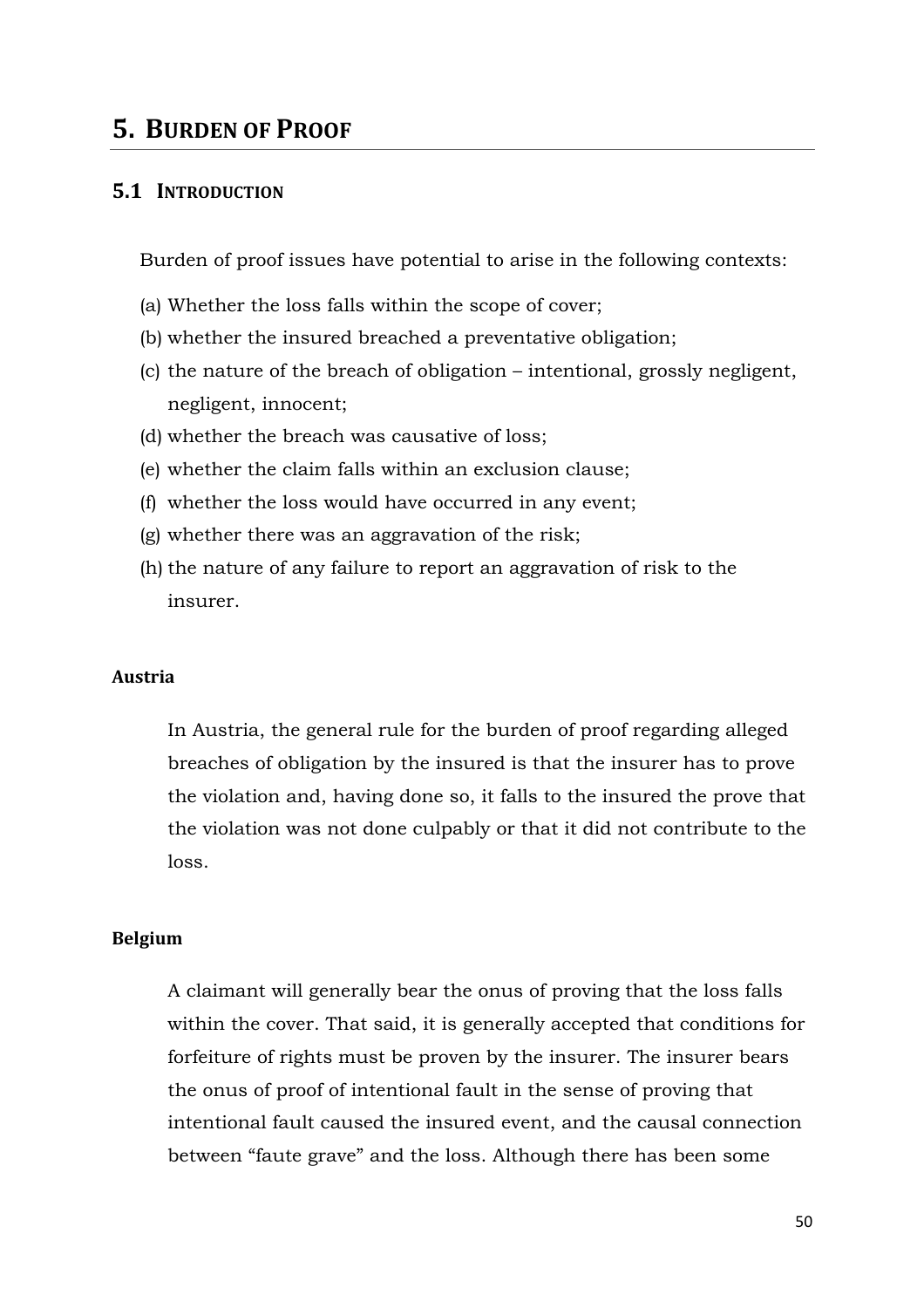# 5. BURDEN OF PROOF

## 5.1 INTRODUCTION

Burden of proof issues have potential to arise in the following contexts:

(a) Whether the loss falls within the scope of cover;
(b) whether the insured breached a preventative obligation;
(c) the nature of the breach of obligation – intentional, grossly negligent, negligent, innocent;
(d) whether the breach was causative of loss;
(e) whether the claim falls within an exclusion clause;
(f) whether the loss would have occurred in any event;
(g) whether there was an aggravation of the risk;
(h) the nature of any failure to report an aggravation of risk to the insurer.

**Austria**

In Austria, the general rule for the burden of proof regarding alleged breaches of obligation by the insured is that the insurer has to prove the violation and, having done so, it falls to the insured the prove that the violation was not done culpably or that it did not contribute to the loss.

**Belgium**

A claimant will generally bear the onus of proving that the loss falls within the cover. That said, it is generally accepted that conditions for forfeiture of rights must be proven by the insurer. The insurer bears the onus of proof of intentional fault in the sense of proving that intentional fault caused the insured event, and the causal connection between "faute grave" and the loss. Although there has been some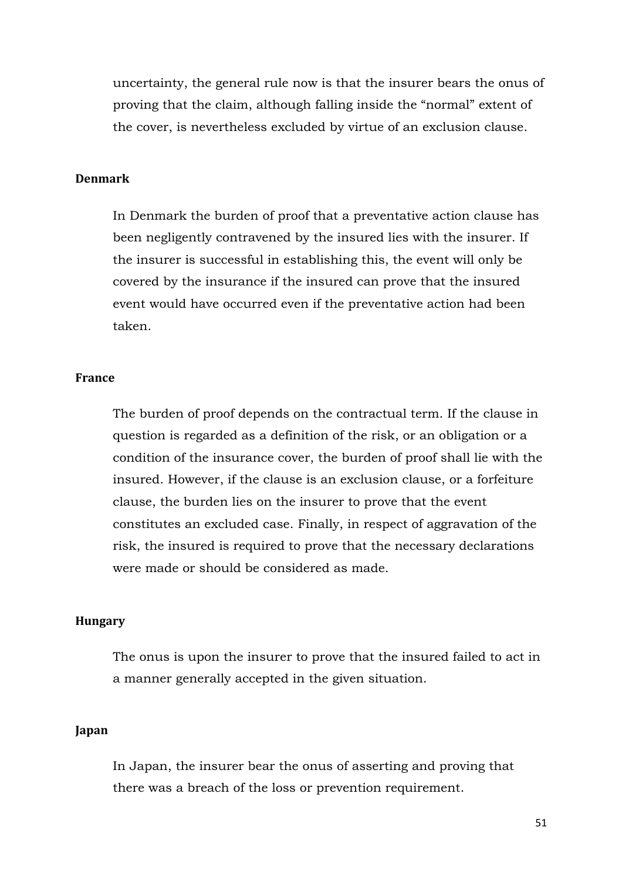uncertainty, the general rule now is that the insurer bears the onus of proving that the claim, although falling inside the "normal" extent of the cover, is nevertheless excluded by virtue of an exclusion clause.

**Denmark**

In Denmark the burden of proof that a preventative action clause has been negligently contravened by the insured lies with the insurer. If the insurer is successful in establishing this, the event will only be covered by the insurance if the insured can prove that the insured event would have occurred even if the preventative action had been taken.

**France**

The burden of proof depends on the contractual term. If the clause in question is regarded as a definition of the risk, or an obligation or a condition of the insurance cover, the burden of proof shall lie with the insured. However, if the clause is an exclusion clause, or a forfeiture clause, the burden lies on the insurer to prove that the event constitutes an excluded case. Finally, in respect of aggravation of the risk, the insured is required to prove that the necessary declarations were made or should be considered as made.

**Hungary**

The onus is upon the insurer to prove that the insured failed to act in a manner generally accepted in the given situation.

**Japan**

In Japan, the insurer bear the onus of asserting and proving that there was a breach of the loss or prevention requirement.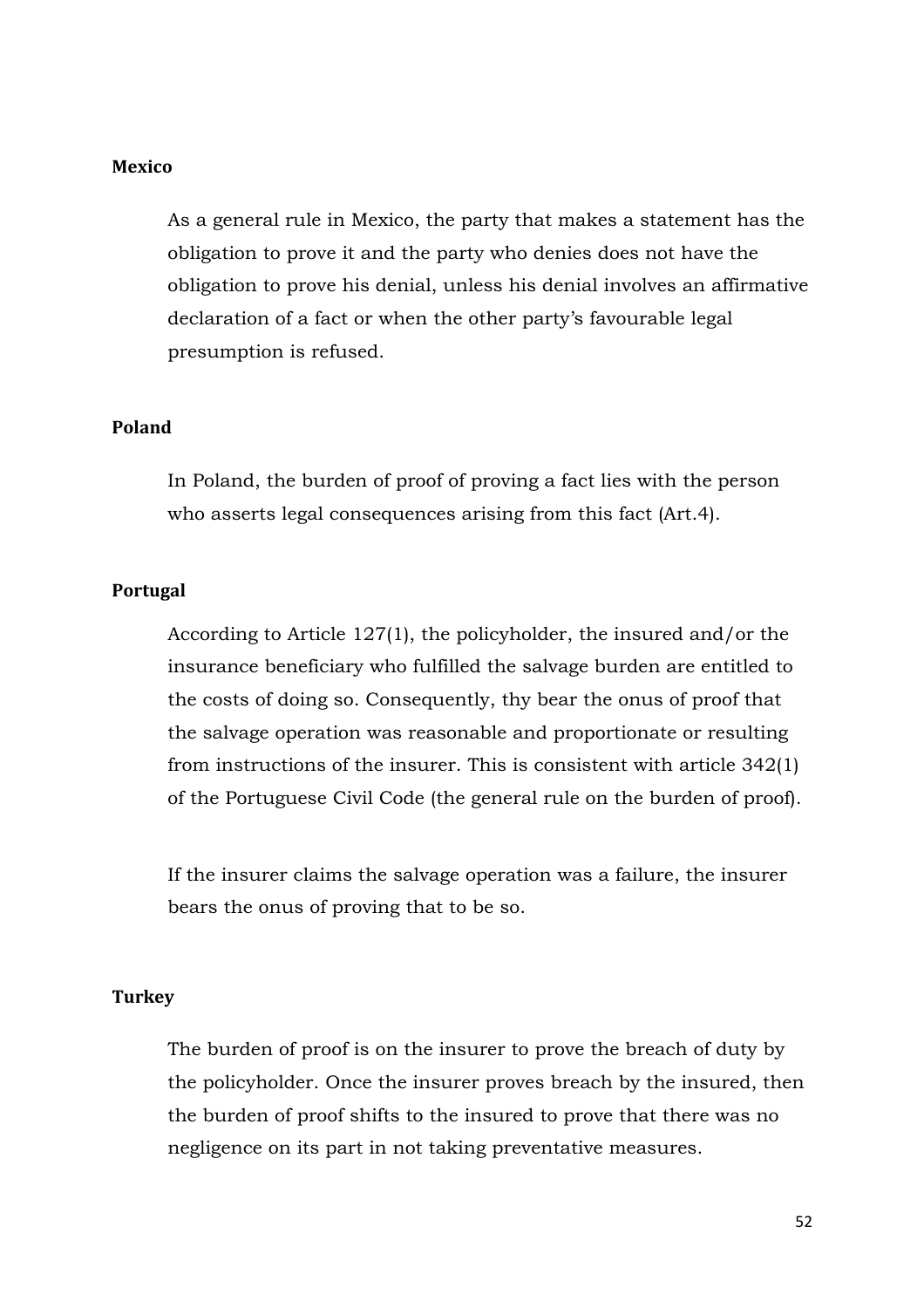**Mexico**

As a general rule in Mexico, the party that makes a statement has the obligation to prove it and the party who denies does not have the obligation to prove his denial, unless his denial involves an affirmative declaration of a fact or when the other party's favourable legal presumption is refused.

**Poland**

In Poland, the burden of proof of proving a fact lies with the person who asserts legal consequences arising from this fact (Art.4).

**Portugal**

According to Article 127(1), the policyholder, the insured and/or the insurance beneficiary who fulfilled the salvage burden are entitled to the costs of doing so. Consequently, thy bear the onus of proof that the salvage operation was reasonable and proportionate or resulting from instructions of the insurer. This is consistent with article 342(1) of the Portuguese Civil Code (the general rule on the burden of proof).

If the insurer claims the salvage operation was a failure, the insurer bears the onus of proving that to be so.

**Turkey**

The burden of proof is on the insurer to prove the breach of duty by the policyholder. Once the insurer proves breach by the insured, then the burden of proof shifts to the insured to prove that there was no negligence on its part in not taking preventative measures.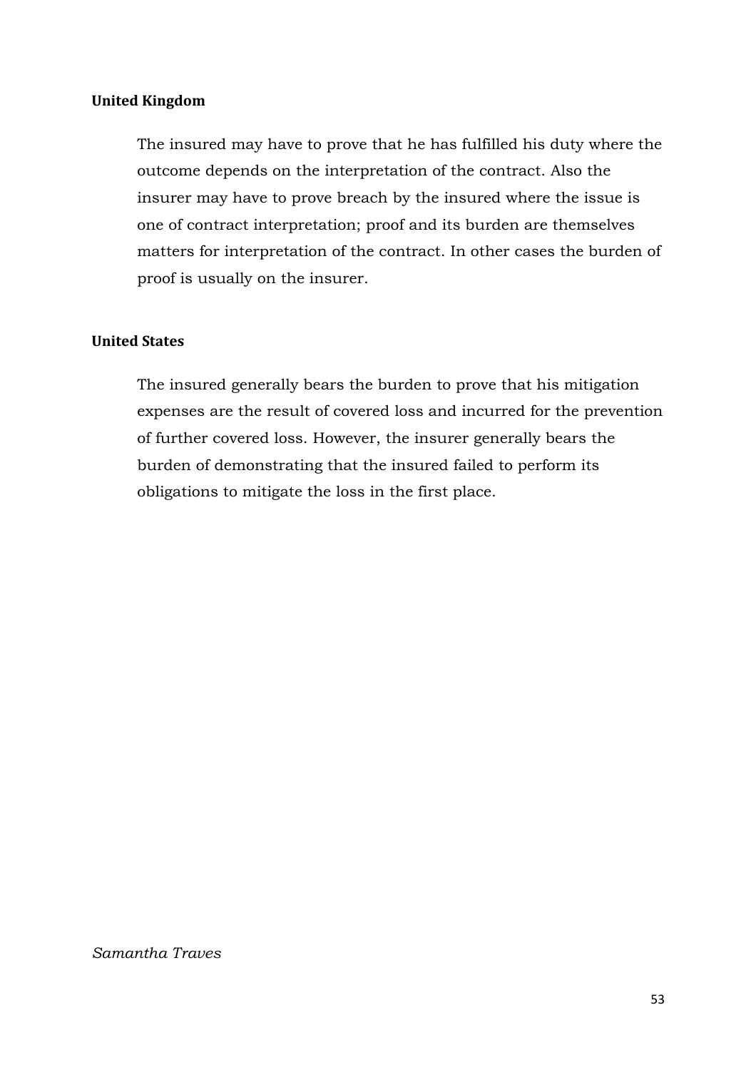**United Kingdom**

The insured may have to prove that he has fulfilled his duty where the outcome depends on the interpretation of the contract. Also the insurer may have to prove breach by the insured where the issue is one of contract interpretation; proof and its burden are themselves matters for interpretation of the contract. In other cases the burden of proof is usually on the insurer.

**United States**

The insured generally bears the burden to prove that his mitigation expenses are the result of covered loss and incurred for the prevention of further covered loss. However, the insurer generally bears the burden of demonstrating that the insured failed to perform its obligations to mitigate the loss in the first place.

*Samantha Traves*